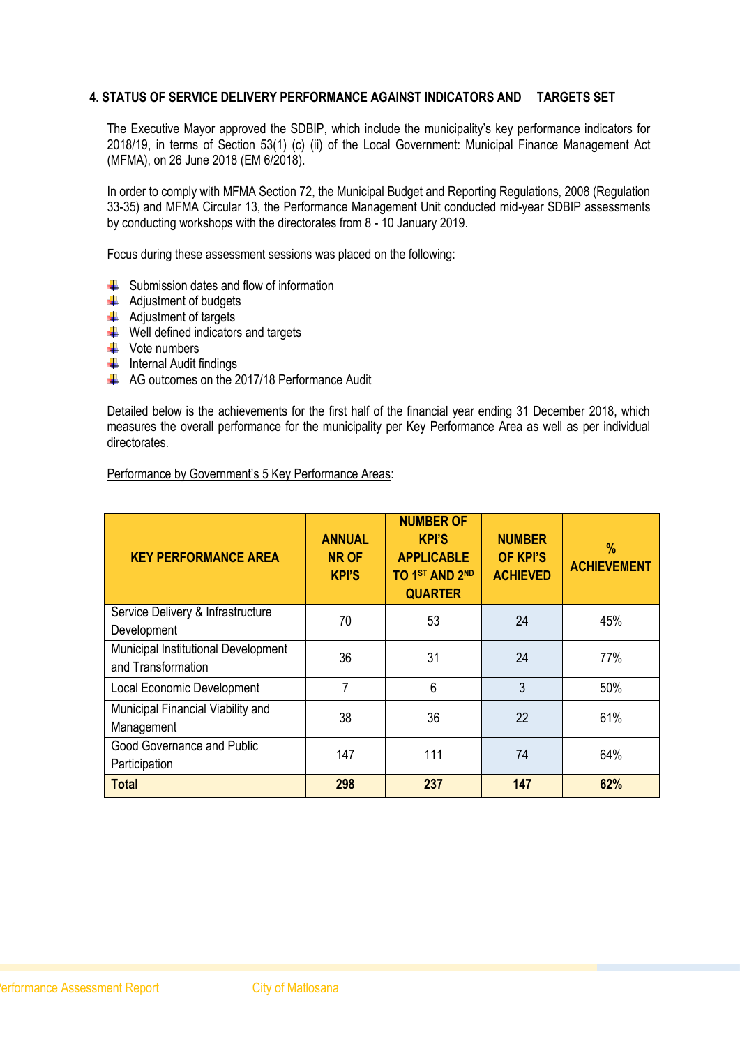## 4. STATUS OF SERVICE DELIVERY PERFORMANCE AGAINST INDICATORS AND TARGETS SET

The Executive Mayor approved the SDBIP, which include the municipality's key performance indicators for 2018/19, in terms of Section 53(1) (c) (ii) of the Local Government: Municipal Finance Management Act (MFMA), on 26 June 2018 (EM 6/2018).

In order to comply with MFMA Section 72, the Municipal Budget and Reporting Regulations, 2008 (Regulation 33-35) and MFMA Circular 13, the Performance Management Unit conducted mid-year SDBIP assessments by conducting workshops with the directorates from 8 - 10 January 2019.

Focus during these assessment sessions was placed on the following:

- Submission dates and flow of information
- Adjustment of budgets
- Adjustment of targets
- Well defined indicators and targets
- Vote numbers
- Internal Audit findings
- AG outcomes on the 2017/18 Performance Audit

Detailed below is the achievements for the first half of the financial year ending 31 December 2018, which measures the overall performance for the municipality per Key Performance Area as well as per individual directorates.

Performance by Government's 5 Key Performance Areas:

| KEY PERFORMANCE AREA | ANNUAL NR OF KPI'S | NUMBER OF KPI'S APPLICABLE TO 1ST AND 2ND QUARTER | NUMBER OF KPI'S ACHIEVED | % ACHIEVEMENT |
|---|---|---|---|---|
| Service Delivery & Infrastructure Development | 70 | 53 | 24 | 45% |
| Municipal Institutional Development and Transformation | 36 | 31 | 24 | 77% |
| Local Economic Development | 7 | 6 | 3 | 50% |
| Municipal Financial Viability and Management | 38 | 36 | 22 | 61% |
| Good Governance and Public Participation | 147 | 111 | 74 | 64% |
| **Total** | **298** | **237** | **147** | **62%** |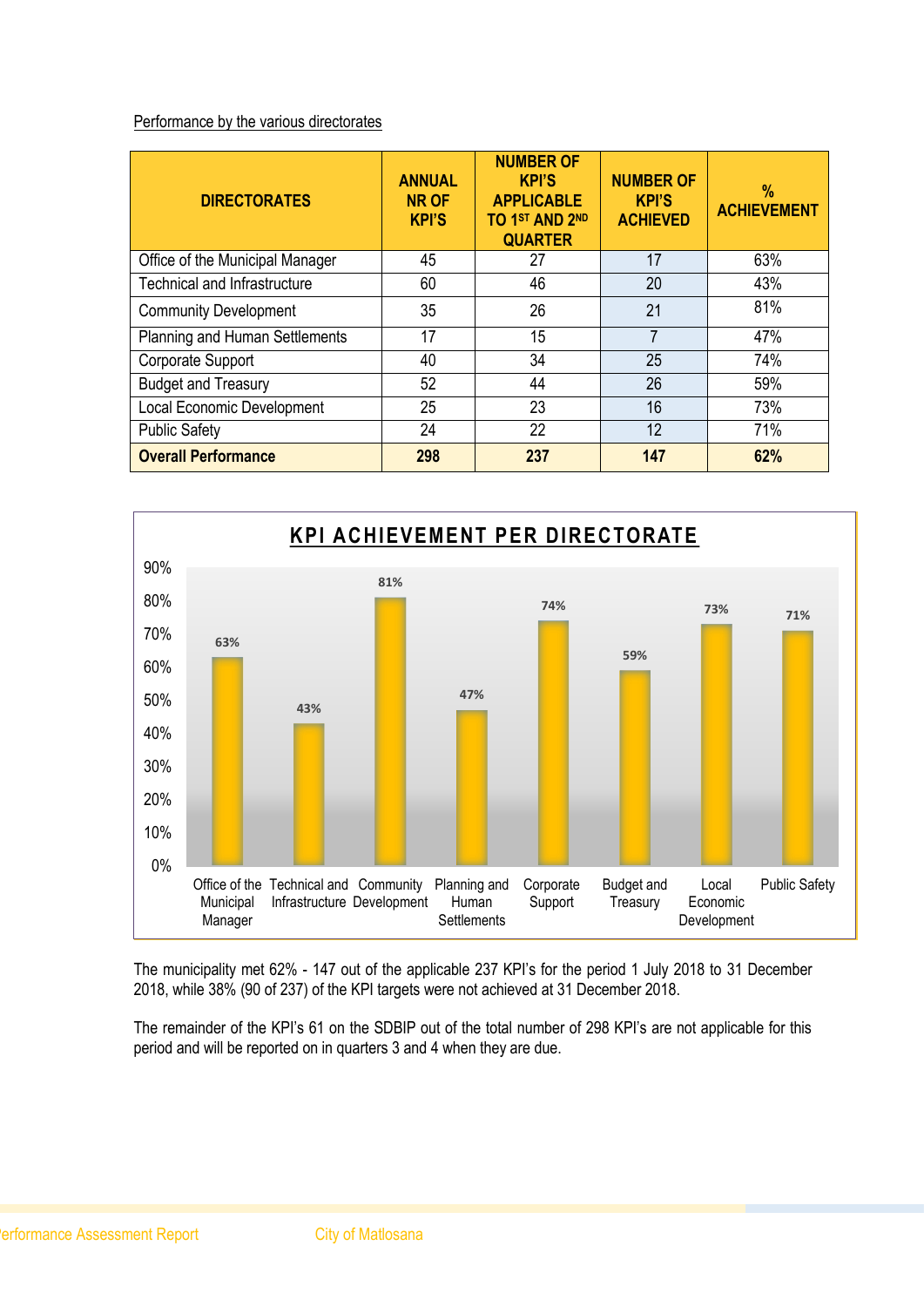Performance by the various directorates

| DIRECTORATES | ANNUAL NR OF KPI'S | NUMBER OF KPI'S APPLICABLE TO 1ST AND 2ND QUARTER | NUMBER OF KPI'S ACHIEVED | % ACHIEVEMENT |
|---|---|---|---|---|
| Office of the Municipal Manager | 45 | 27 | 17 | 63% |
| Technical and Infrastructure | 60 | 46 | 20 | 43% |
| Community Development | 35 | 26 | 21 | 81% |
| Planning and Human Settlements | 17 | 15 | 7 | 47% |
| Corporate Support | 40 | 34 | 25 | 74% |
| Budget and Treasury | 52 | 44 | 26 | 59% |
| Local Economic Development | 25 | 23 | 16 | 73% |
| Public Safety | 24 | 22 | 12 | 71% |
| **Overall Performance** | **298** | **237** | **147** | **62%** |

**KPI ACHIEVEMENT PER DIRECTORATE**

| Directorate | % Achievement |
|---|---|
| Office of the Municipal Manager | 63% |
| Technical and Infrastructure | 43% |
| Community Development | 81% |
| Planning and Human Settlements | 47% |
| Corporate Support | 74% |
| Budget and Treasury | 59% |
| Local Economic Development | 73% |
| Public Safety | 71% |

The municipality met 62% - 147 out of the applicable 237 KPI's for the period 1 July 2018 to 31 December 2018, while 38% (90 of 237) of the KPI targets were not achieved at 31 December 2018.

The remainder of the KPI's 61 on the SDBIP out of the total number of 298 KPI's are not applicable for this period and will be reported on in quarters 3 and 4 when they are due.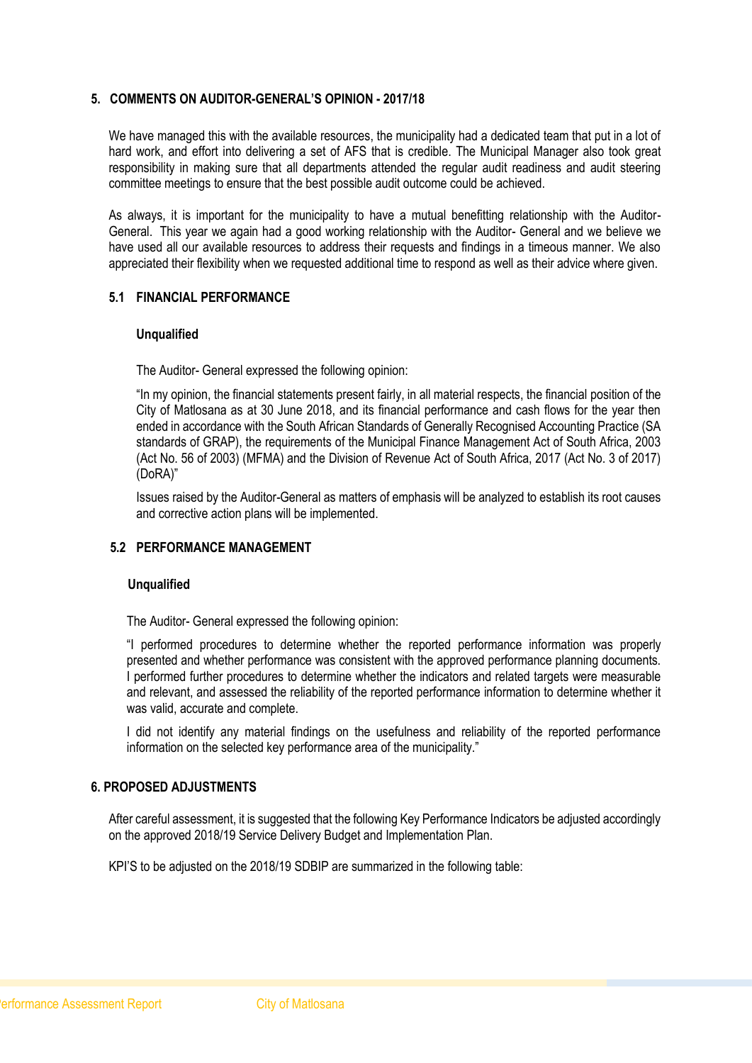## 5. COMMENTS ON AUDITOR-GENERAL'S OPINION - 2017/18

We have managed this with the available resources, the municipality had a dedicated team that put in a lot of hard work, and effort into delivering a set of AFS that is credible. The Municipal Manager also took great responsibility in making sure that all departments attended the regular audit readiness and audit steering committee meetings to ensure that the best possible audit outcome could be achieved.

As always, it is important for the municipality to have a mutual benefitting relationship with the Auditor-General. This year we again had a good working relationship with the Auditor- General and we believe we have used all our available resources to address their requests and findings in a timeous manner. We also appreciated their flexibility when we requested additional time to respond as well as their advice where given.

### 5.1 FINANCIAL PERFORMANCE

**Unqualified**

The Auditor- General expressed the following opinion:

"In my opinion, the financial statements present fairly, in all material respects, the financial position of the City of Matlosana as at 30 June 2018, and its financial performance and cash flows for the year then ended in accordance with the South African Standards of Generally Recognised Accounting Practice (SA standards of GRAP), the requirements of the Municipal Finance Management Act of South Africa, 2003 (Act No. 56 of 2003) (MFMA) and the Division of Revenue Act of South Africa, 2017 (Act No. 3 of 2017) (DoRA)"

Issues raised by the Auditor-General as matters of emphasis will be analyzed to establish its root causes and corrective action plans will be implemented.

### 5.2 PERFORMANCE MANAGEMENT

**Unqualified**

The Auditor- General expressed the following opinion:

"I performed procedures to determine whether the reported performance information was properly presented and whether performance was consistent with the approved performance planning documents. I performed further procedures to determine whether the indicators and related targets were measurable and relevant, and assessed the reliability of the reported performance information to determine whether it was valid, accurate and complete.

I did not identify any material findings on the usefulness and reliability of the reported performance information on the selected key performance area of the municipality."

## 6. PROPOSED ADJUSTMENTS

After careful assessment, it is suggested that the following Key Performance Indicators be adjusted accordingly on the approved 2018/19 Service Delivery Budget and Implementation Plan.

KPI'S to be adjusted on the 2018/19 SDBIP are summarized in the following table: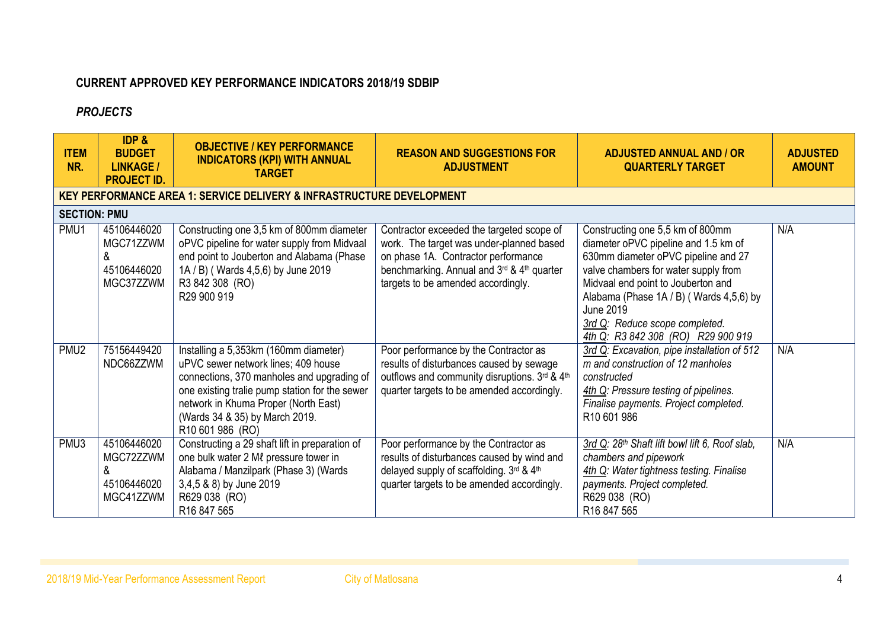**CURRENT APPROVED KEY PERFORMANCE INDICATORS 2018/19 SDBIP**

***PROJECTS***

| ITEM NR. | IDP & BUDGET LINKAGE / PROJECT ID. | OBJECTIVE / KEY PERFORMANCE INDICATORS (KPI) WITH ANNUAL TARGET | REASON AND SUGGESTIONS FOR ADJUSTMENT | ADJUSTED ANNUAL AND / OR QUARTERLY TARGET | ADJUSTED AMOUNT |
|---|---|---|---|---|---|
| **KEY PERFORMANCE AREA 1: SERVICE DELIVERY & INFRASTRUCTURE DEVELOPMENT** | | | | | |
| **SECTION: PMU** | | | | | |
| PMU1 | 45106446020 MGC71ZZWM & 45106446020 MGC37ZZWM | Constructing one 3,5 km of 800mm diameter oPVC pipeline for water supply from Midvaal end point to Jouberton and Alabama (Phase 1A / B) ( Wards 4,5,6) by June 2019 R3 842 308 (RO) R29 900 919 | Contractor exceeded the targeted scope of work. The target was under-planned based on phase 1A. Contractor performance benchmarking. Annual and 3rd & 4th quarter targets to be amended accordingly. | Constructing one 5,5 km of 800mm diameter oPVC pipeline and 1.5 km of 630mm diameter oPVC pipeline and 27 valve chambers for water supply from Midvaal end point to Jouberton and Alabama (Phase 1A / B) ( Wards 4,5,6) by June 2019 *3rd Q: Reduce scope completed.* *4th Q: R3 842 308 (RO) R29 900 919* | N/A |
| PMU2 | 75156449420 NDC66ZZWM | Installing a 5,353km (160mm diameter) uPVC sewer network lines; 409 house connections, 370 manholes and upgrading of one existing tralie pump station for the sewer network in Khuma Proper (North East) (Wards 34 & 35) by March 2019. R10 601 986 (RO) | Poor performance by the Contractor as results of disturbances caused by sewage outflows and community disruptions. 3rd & 4th quarter targets to be amended accordingly. | *3rd Q: Excavation, pipe installation of 512 m and construction of 12 manholes constructed* *4th Q: Pressure testing of pipelines. Finalise payments. Project completed.* R10 601 986 | N/A |
| PMU3 | 45106446020 MGC72ZZWM & 45106446020 MGC41ZZWM | Constructing a 29 shaft lift in preparation of one bulk water 2 Mℓ pressure tower in Alabama / Manzilpark (Phase 3) (Wards 3,4,5 & 8) by June 2019 R629 038 (RO) R16 847 565 | Poor performance by the Contractor as results of disturbances caused by wind and delayed supply of scaffolding. 3rd & 4th quarter targets to be amended accordingly. | *3rd Q: 28th Shaft lift bowl lift 6, Roof slab, chambers and pipework* *4th Q: Water tightness testing. Finalise payments. Project completed.* R629 038 (RO) R16 847 565 | N/A |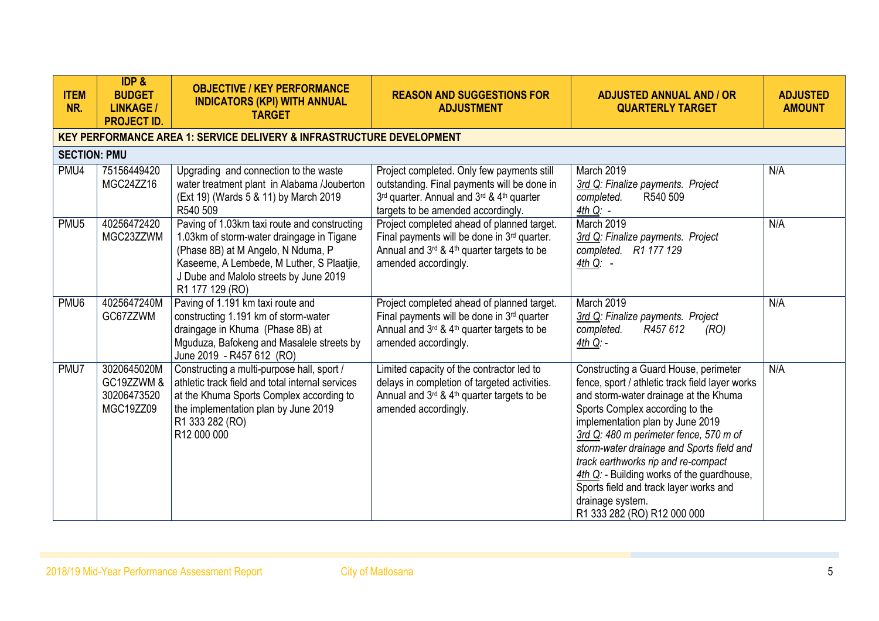| ITEM NR. | IDP & BUDGET LINKAGE / PROJECT ID. | OBJECTIVE / KEY PERFORMANCE INDICATORS (KPI) WITH ANNUAL TARGET | REASON AND SUGGESTIONS FOR ADJUSTMENT | ADJUSTED ANNUAL AND / OR QUARTERLY TARGET | ADJUSTED AMOUNT |
|---|---|---|---|---|---|
| **KEY PERFORMANCE AREA 1: SERVICE DELIVERY & INFRASTRUCTURE DEVELOPMENT** | | | | | |
| **SECTION: PMU** | | | | | |
| PMU4 | 75156449420 MGC24ZZ16 | Upgrading and connection to the waste water treatment plant in Alabama /Jouberton (Ext 19) (Wards 5 & 11) by March 2019 R540 509 | Project completed. Only few payments still outstanding. Final payments will be done in 3rd quarter. Annual and 3rd & 4th quarter targets to be amended accordingly. | March 2019<br>*3rd Q: Finalize payments. Project completed.* R540 509<br>*4th Q: -* | N/A |
| PMU5 | 40256472420 MGC23ZZWM | Paving of 1.03km taxi route and constructing 1.03km of storm-water draingage in Tigane (Phase 8B) at M Angelo, N Nduma, P Kaseeme, A Lembede, M Luther, S Plaatjie, J Dube and Malolo streets by June 2019 R1 177 129 (RO) | Project completed ahead of planned target. Final payments will be done in 3rd quarter. Annual and 3rd & 4th quarter targets to be amended accordingly. | March 2019<br>*3rd Q: Finalize payments. Project completed. R1 177 129*<br>*4th Q: -* | N/A |
| PMU6 | 4025647240M GC67ZZWM | Paving of 1.191 km taxi route and constructing 1.191 km of storm-water draingage in Khuma (Phase 8B) at Mguduza, Bafokeng and Masalele streets by June 2019 - R457 612 (RO) | Project completed ahead of planned target. Final payments will be done in 3rd quarter Annual and 3rd & 4th quarter targets to be amended accordingly. | March 2019<br>*3rd Q: Finalize payments. Project completed. R457 612 (RO)*<br>*4th Q: -* | N/A |
| PMU7 | 3020645020M GC19ZZWM & 30206473520 MGC19ZZ09 | Constructing a multi-purpose hall, sport / athletic track field and total internal services at the Khuma Sports Complex according to the implementation plan by June 2019<br>R1 333 282 (RO)<br>R12 000 000 | Limited capacity of the contractor led to delays in completion of targeted activities. Annual and 3rd & 4th quarter targets to be amended accordingly. | Constructing a Guard House, perimeter fence, sport / athletic track field layer works and storm-water drainage at the Khuma Sports Complex according to the implementation plan by June 2019<br>*3rd Q: 480 m perimeter fence, 570 m of storm-water drainage and Sports field and track earthworks rip and re-compact*<br>*4th Q:* - Building works of the guardhouse, Sports field and track layer works and drainage system.<br>R1 333 282 (RO) R12 000 000 | N/A |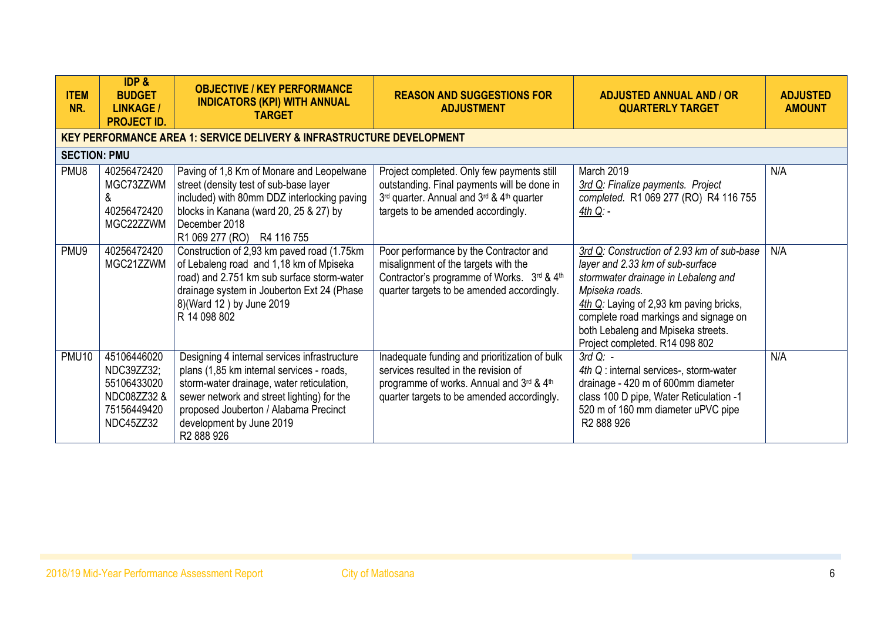| ITEM NR. | IDP & BUDGET LINKAGE / PROJECT ID. | OBJECTIVE / KEY PERFORMANCE INDICATORS (KPI) WITH ANNUAL TARGET | REASON AND SUGGESTIONS FOR ADJUSTMENT | ADJUSTED ANNUAL AND / OR QUARTERLY TARGET | ADJUSTED AMOUNT |
|---|---|---|---|---|---|
| **KEY PERFORMANCE AREA 1: SERVICE DELIVERY & INFRASTRUCTURE DEVELOPMENT** | | | | | |
| **SECTION: PMU** | | | | | |
| PMU8 | 40256472420 MGC73ZZWM & 40256472420 MGC22ZZWM | Paving of 1,8 Km of Monare and Leopelwane street (density test of sub-base layer included) with 80mm DDZ interlocking paving blocks in Kanana (ward 20, 25 & 27) by December 2018 R1 069 277 (RO) R4 116 755 | Project completed. Only few payments still outstanding. Final payments will be done in 3rd quarter. Annual and 3rd & 4th quarter targets to be amended accordingly. | March 2019 *3rd Q: Finalize payments. Project completed.* R1 069 277 (RO) R4 116 755 *4th Q*: - | N/A |
| PMU9 | 40256472420 MGC21ZZWM | Construction of 2,93 km paved road (1.75km of Lebaleng road and 1,18 km of Mpiseka road) and 2.751 km sub surface storm-water drainage system in Jouberton Ext 24 (Phase 8)(Ward 12 ) by June 2019 R 14 098 802 | Poor performance by the Contractor and misalignment of the targets with the Contractor's programme of Works. 3rd & 4th quarter targets to be amended accordingly. | *3rd Q: Construction of 2.93 km of sub-base layer and 2.33 km of sub-surface stormwater drainage in Lebaleng and Mpiseka roads.* *4th Q*: Laying of 2,93 km paving bricks, complete road markings and signage on both Lebaleng and Mpiseka streets. Project completed. R14 098 802 | N/A |
| PMU10 | 45106446020 NDC39ZZ32; 55106433020 NDC08ZZ32 & 75156449420 NDC45ZZ32 | Designing 4 internal services infrastructure plans (1,85 km internal services - roads, storm-water drainage, water reticulation, sewer network and street lighting) for the proposed Jouberton / Alabama Precinct development by June 2019 R2 888 926 | Inadequate funding and prioritization of bulk services resulted in the revision of programme of works. Annual and 3rd & 4th quarter targets to be amended accordingly. | *3rd Q*: - *4th Q* : internal services-, storm-water drainage - 420 m of 600mm diameter class 100 D pipe, Water Reticulation -1 520 m of 160 mm diameter uPVC pipe R2 888 926 | N/A |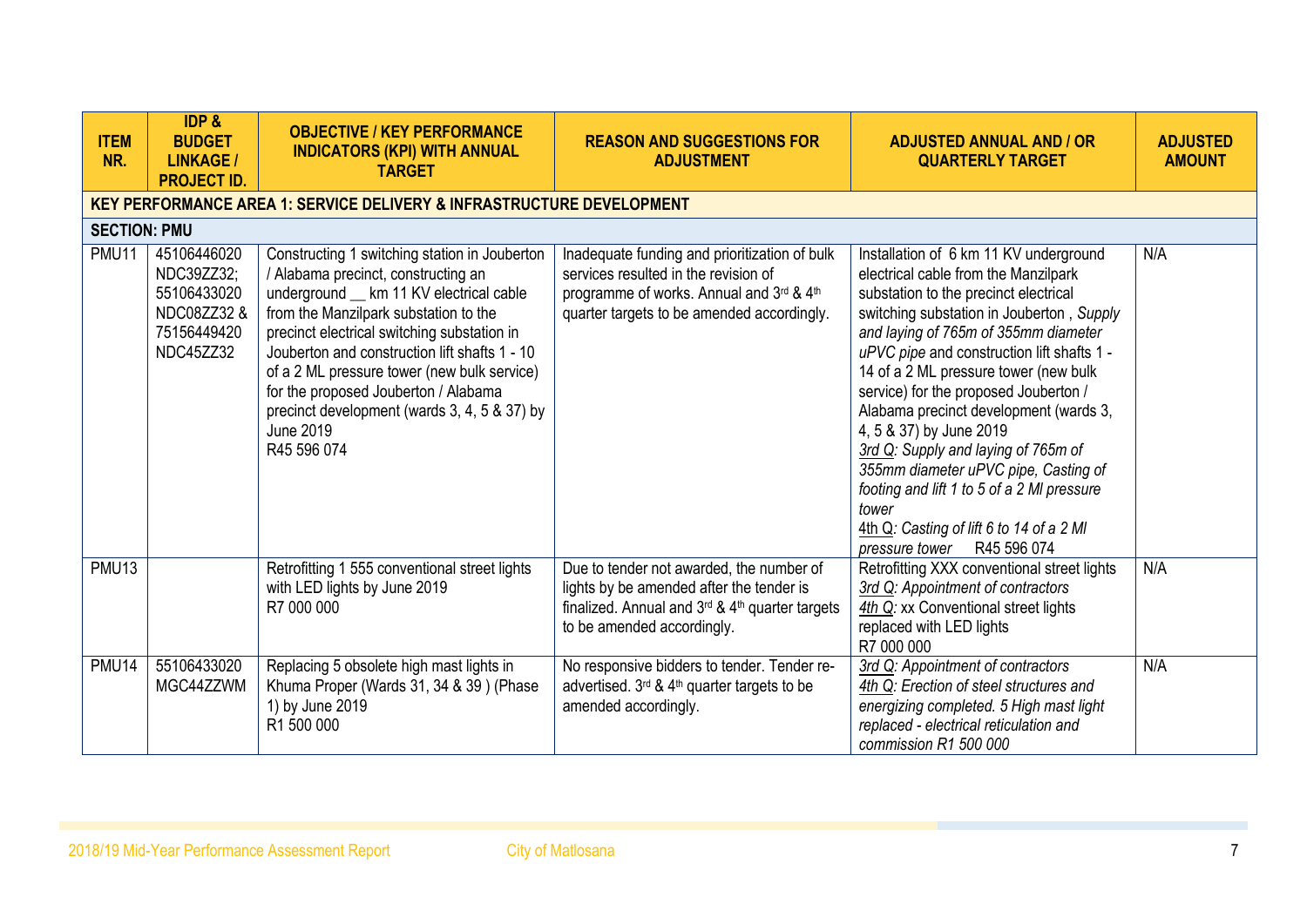| ITEM NR. | IDP & BUDGET LINKAGE / PROJECT ID. | OBJECTIVE / KEY PERFORMANCE INDICATORS (KPI) WITH ANNUAL TARGET | REASON AND SUGGESTIONS FOR ADJUSTMENT | ADJUSTED ANNUAL AND / OR QUARTERLY TARGET | ADJUSTED AMOUNT |
|---|---|---|---|---|---|
| **KEY PERFORMANCE AREA 1: SERVICE DELIVERY & INFRASTRUCTURE DEVELOPMENT** | | | | | |
| **SECTION: PMU** | | | | | |
| PMU11 | 45106446020 NDC39ZZ32; 55106433020 NDC08ZZ32 & 75156449420 NDC45ZZ32 | Constructing 1 switching station in Jouberton / Alabama precinct, constructing an underground __ km 11 KV electrical cable from the Manzilpark substation to the precinct electrical switching substation in Jouberton and construction lift shafts 1 - 10 of a 2 ML pressure tower (new bulk service) for the proposed Jouberton / Alabama precinct development (wards 3, 4, 5 & 37) by June 2019 R45 596 074 | Inadequate funding and prioritization of bulk services resulted in the revision of programme of works. Annual and 3rd & 4th quarter targets to be amended accordingly. | Installation of 6 km 11 KV underground electrical cable from the Manzilpark substation to the precinct electrical switching substation in Jouberton , *Supply and laying of 765m of 355mm diameter uPVC pipe* and construction lift shafts 1 - 14 of a 2 ML pressure tower (new bulk service) for the proposed Jouberton / Alabama precinct development (wards 3, 4, 5 & 37) by June 2019 <br> *3rd Q: Supply and laying of 765m of 355mm diameter uPVC pipe, Casting of footing and lift 1 to 5 of a 2 Ml pressure tower* <br> 4th Q: *Casting of lift 6 to 14 of a 2 Ml pressure tower* R45 596 074 | N/A |
| PMU13 | | Retrofitting 1 555 conventional street lights with LED lights by June 2019 R7 000 000 | Due to tender not awarded, the number of lights by be amended after the tender is finalized. Annual and 3rd & 4th quarter targets to be amended accordingly. | Retrofitting XXX conventional street lights <br> *3rd Q: Appointment of contractors* <br> *4th Q*: xx Conventional street lights replaced with LED lights <br> R7 000 000 | N/A |
| PMU14 | 55106433020 MGC44ZZWM | Replacing 5 obsolete high mast lights in Khuma Proper (Wards 31, 34 & 39 ) (Phase 1) by June 2019 R1 500 000 | No responsive bidders to tender. Tender re-advertised. 3rd & 4th quarter targets to be amended accordingly. | *3rd Q: Appointment of contractors* <br> *4th Q: Erection of steel structures and energizing completed. 5 High mast light replaced - electrical reticulation and commission R1 500 000* | N/A |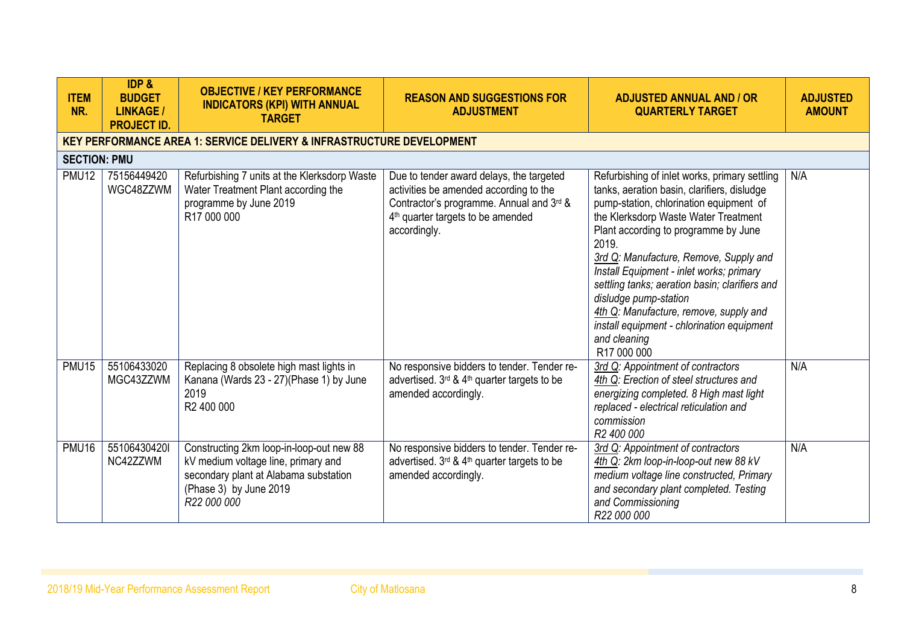| ITEM NR. | IDP & BUDGET LINKAGE / PROJECT ID. | OBJECTIVE / KEY PERFORMANCE INDICATORS (KPI) WITH ANNUAL TARGET | REASON AND SUGGESTIONS FOR ADJUSTMENT | ADJUSTED ANNUAL AND / OR QUARTERLY TARGET | ADJUSTED AMOUNT |
|---|---|---|---|---|---|
| **KEY PERFORMANCE AREA 1: SERVICE DELIVERY & INFRASTRUCTURE DEVELOPMENT** | | | | | |
| **SECTION: PMU** | | | | | |
| PMU12 | 75156449420 WGC48ZZWM | Refurbishing 7 units at the Klerksdorp Waste Water Treatment Plant according the programme by June 2019 R17 000 000 | Due to tender award delays, the targeted activities be amended according to the Contractor's programme. Annual and 3rd & 4th quarter targets to be amended accordingly. | Refurbishing of inlet works, primary settling tanks, aeration basin, clarifiers, disludge pump-station, chlorination equipment of the Klerksdorp Waste Water Treatment Plant according to programme by June 2019. *3rd Q: Manufacture, Remove, Supply and Install Equipment - inlet works; primary settling tanks; aeration basin; clarifiers and disludge pump-station* *4th Q: Manufacture, remove, supply and install equipment - chlorination equipment and cleaning* R17 000 000 | N/A |
| PMU15 | 55106433020 MGC43ZZWM | Replacing 8 obsolete high mast lights in Kanana (Wards 23 - 27)(Phase 1) by June 2019 R2 400 000 | No responsive bidders to tender. Tender re-advertised. 3rd & 4th quarter targets to be amended accordingly. | *3rd Q: Appointment of contractors* *4th Q: Erection of steel structures and energizing completed. 8 High mast light replaced - electrical reticulation and commission* *R2 400 000* | N/A |
| PMU16 | 55106430420I NC42ZZWM | Constructing 2km loop-in-loop-out new 88 kV medium voltage line, primary and secondary plant at Alabama substation (Phase 3) by June 2019 *R22 000 000* | No responsive bidders to tender. Tender re-advertised. 3rd & 4th quarter targets to be amended accordingly. | *3rd Q: Appointment of contractors* *4th Q: 2km loop-in-loop-out new 88 kV medium voltage line constructed, Primary and secondary plant completed. Testing and Commissioning* *R22 000 000* | N/A |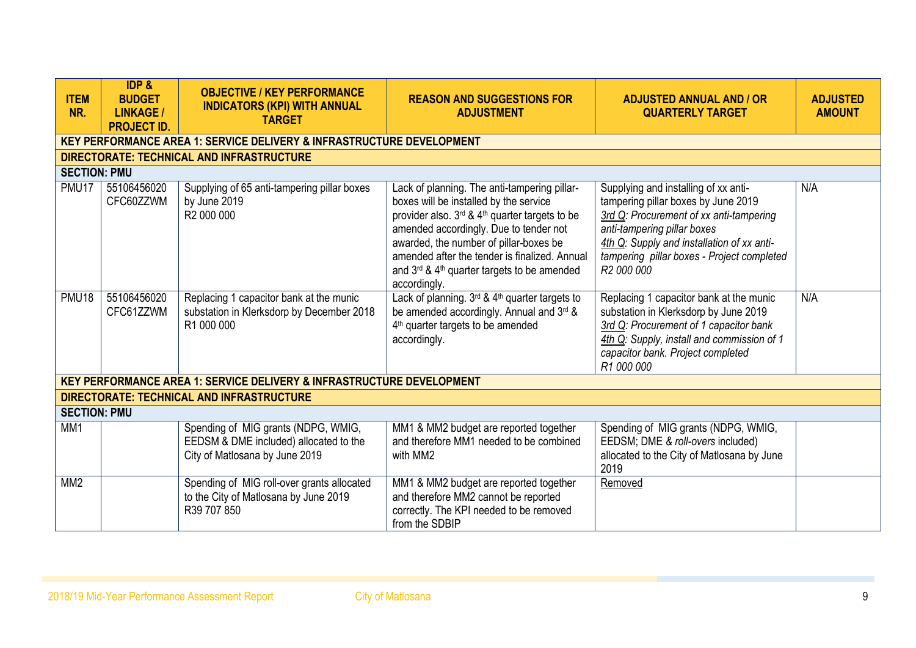| ITEM NR. | IDP & BUDGET LINKAGE / PROJECT ID. | OBJECTIVE / KEY PERFORMANCE INDICATORS (KPI) WITH ANNUAL TARGET | REASON AND SUGGESTIONS FOR ADJUSTMENT | ADJUSTED ANNUAL AND / OR QUARTERLY TARGET | ADJUSTED AMOUNT |
|---|---|---|---|---|---|
| **KEY PERFORMANCE AREA 1: SERVICE DELIVERY & INFRASTRUCTURE DEVELOPMENT** | | | | | |
| **DIRECTORATE: TECHNICAL AND INFRASTRUCTURE** | | | | | |
| **SECTION: PMU** | | | | | |
| PMU17 | 55106456020 CFC60ZZWM | Supplying of 65 anti-tampering pillar boxes by June 2019<br>R2 000 000 | Lack of planning. The anti-tampering pillar-boxes will be installed by the service provider also. 3rd & 4th quarter targets to be amended accordingly. Due to tender not awarded, the number of pillar-boxes be amended after the tender is finalized. Annual and 3rd & 4th quarter targets to be amended accordingly. | Supplying and installing of xx anti-tampering pillar boxes by June 2019<br>*3rd Q: Procurement of xx anti-tampering anti-tampering pillar boxes*<br>*4th Q: Supply and installation of xx anti-tampering pillar boxes - Project completed*<br>*R2 000 000* | N/A |
| PMU18 | 55106456020 CFC61ZZWM | Replacing 1 capacitor bank at the munic substation in Klerksdorp by December 2018<br>R1 000 000 | Lack of planning. 3rd & 4th quarter targets to be amended accordingly. Annual and 3rd & 4th quarter targets to be amended accordingly. | Replacing 1 capacitor bank at the munic substation in Klerksdorp by June 2019<br>*3rd Q: Procurement of 1 capacitor bank*<br>*4th Q: Supply, install and commission of 1 capacitor bank. Project completed*<br>*R1 000 000* | N/A |
| **KEY PERFORMANCE AREA 1: SERVICE DELIVERY & INFRASTRUCTURE DEVELOPMENT** | | | | | |
| **DIRECTORATE: TECHNICAL AND INFRASTRUCTURE** | | | | | |
| **SECTION: PMU** | | | | | |
| MM1 | | Spending of MIG grants (NDPG, WMIG, EEDSM & DME included) allocated to the City of Matlosana by June 2019 | MM1 & MM2 budget are reported together and therefore MM1 needed to be combined with MM2 | Spending of MIG grants (NDPG, WMIG, EEDSM; DME *& roll-overs* included) allocated to the City of Matlosana by June 2019 | |
| MM2 | | Spending of MIG roll-over grants allocated to the City of Matlosana by June 2019<br>R39 707 850 | MM1 & MM2 budget are reported together and therefore MM2 cannot be reported correctly. The KPI needed to be removed from the SDBIP | Removed | |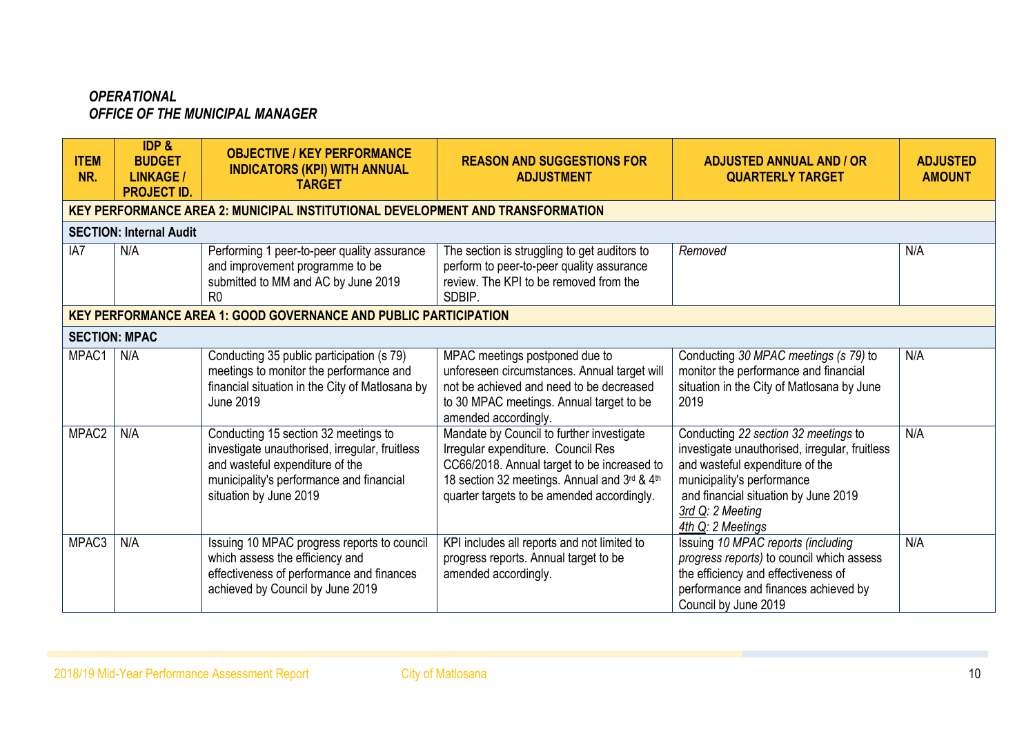***OPERATIONAL***
***OFFICE OF THE MUNICIPAL MANAGER***

| ITEM NR. | IDP & BUDGET LINKAGE / PROJECT ID. | OBJECTIVE / KEY PERFORMANCE INDICATORS (KPI) WITH ANNUAL TARGET | REASON AND SUGGESTIONS FOR ADJUSTMENT | ADJUSTED ANNUAL AND / OR QUARTERLY TARGET | ADJUSTED AMOUNT |
|---|---|---|---|---|---|
| **KEY PERFORMANCE AREA 2: MUNICIPAL INSTITUTIONAL DEVELOPMENT AND TRANSFORMATION** | | | | | |
| **SECTION: Internal Audit** | | | | | |
| IA7 | N/A | Performing 1 peer-to-peer quality assurance and improvement programme to be submitted to MM and AC by June 2019 R0 | The section is struggling to get auditors to perform to peer-to-peer quality assurance review. The KPI to be removed from the SDBIP. | *Removed* | N/A |
| **KEY PERFORMANCE AREA 1: GOOD GOVERNANCE AND PUBLIC PARTICIPATION** | | | | | |
| **SECTION: MPAC** | | | | | |
| MPAC1 | N/A | Conducting 35 public participation (s 79) meetings to monitor the performance and financial situation in the City of Matlosana by June 2019 | MPAC meetings postponed due to unforeseen circumstances. Annual target will not be achieved and need to be decreased to 30 MPAC meetings. Annual target to be amended accordingly. | Conducting *30 MPAC meetings (s 79)* to monitor the performance and financial situation in the City of Matlosana by June 2019 | N/A |
| MPAC2 | N/A | Conducting 15 section 32 meetings to investigate unauthorised, irregular, fruitless and wasteful expenditure of the municipality's performance and financial situation by June 2019 | Mandate by Council to further investigate Irregular expenditure. Council Res CC66/2018. Annual target to be increased to 18 section 32 meetings. Annual and 3rd & 4th quarter targets to be amended accordingly. | Conducting *22 section 32 meetings* to investigate unauthorised, irregular, fruitless and wasteful expenditure of the municipality's performance and financial situation by June 2019 *3rd Q: 2 Meeting* *4th Q: 2 Meetings* | N/A |
| MPAC3 | N/A | Issuing 10 MPAC progress reports to council which assess the efficiency and effectiveness of performance and finances achieved by Council by June 2019 | KPI includes all reports and not limited to progress reports. Annual target to be amended accordingly. | Issuing *10 MPAC reports (including progress reports)* to council which assess the efficiency and effectiveness of performance and finances achieved by Council by June 2019 | N/A |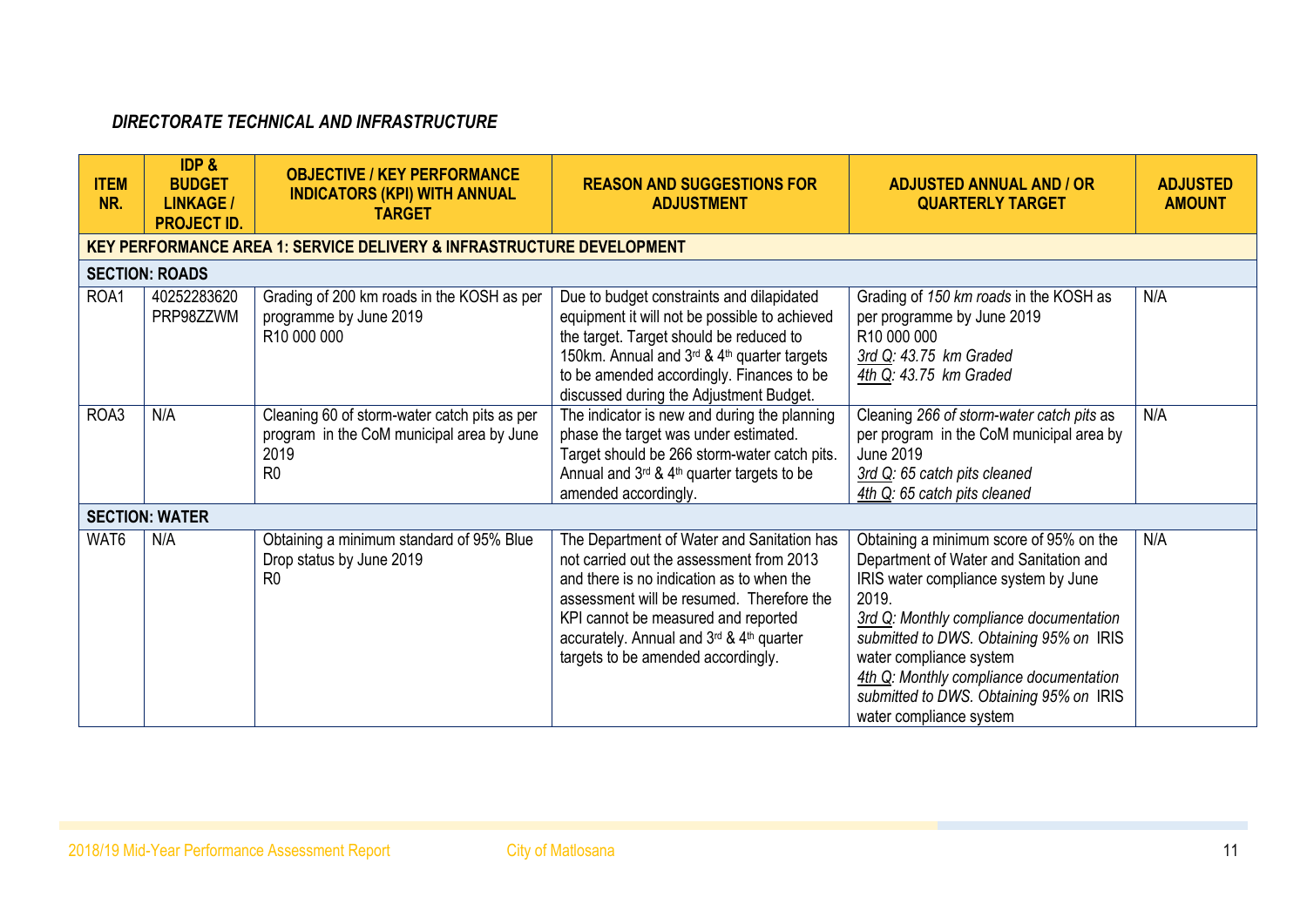### *DIRECTORATE TECHNICAL AND INFRASTRUCTURE*

| ITEM NR. | IDP & BUDGET LINKAGE / PROJECT ID. | OBJECTIVE / KEY PERFORMANCE INDICATORS (KPI) WITH ANNUAL TARGET | REASON AND SUGGESTIONS FOR ADJUSTMENT | ADJUSTED ANNUAL AND / OR QUARTERLY TARGET | ADJUSTED AMOUNT |
|---|---|---|---|---|---|
| **KEY PERFORMANCE AREA 1: SERVICE DELIVERY & INFRASTRUCTURE DEVELOPMENT** | | | | | |
| **SECTION: ROADS** | | | | | |
| ROA1 | 40252283620 PRP98ZZWM | Grading of 200 km roads in the KOSH as per programme by June 2019<br>R10 000 000 | Due to budget constraints and dilapidated equipment it will not be possible to achieved the target. Target should be reduced to 150km. Annual and 3rd & 4th quarter targets to be amended accordingly. Finances to be discussed during the Adjustment Budget. | Grading of *150 km roads* in the KOSH as per programme by June 2019<br>R10 000 000<br>*3rd Q: 43.75 km Graded*<br>*4th Q: 43.75 km Graded* | N/A |
| ROA3 | N/A | Cleaning 60 of storm-water catch pits as per program in the CoM municipal area by June 2019<br>R0 | The indicator is new and during the planning phase the target was under estimated. Target should be 266 storm-water catch pits. Annual and 3rd & 4th quarter targets to be amended accordingly. | Cleaning *266 of storm-water catch pits* as per program in the CoM municipal area by June 2019<br>*3rd Q: 65 catch pits cleaned*<br>*4th Q: 65 catch pits cleaned* | N/A |
| **SECTION: WATER** | | | | | |
| WAT6 | N/A | Obtaining a minimum standard of 95% Blue Drop status by June 2019<br>R0 | The Department of Water and Sanitation has not carried out the assessment from 2013 and there is no indication as to when the assessment will be resumed. Therefore the KPI cannot be measured and reported accurately. Annual and 3rd & 4th quarter targets to be amended accordingly. | Obtaining a minimum score of 95% on the Department of Water and Sanitation and IRIS water compliance system by June 2019.<br>*3rd Q: Monthly compliance documentation submitted to DWS. Obtaining 95% on* IRIS water compliance system<br>*4th Q: Monthly compliance documentation submitted to DWS. Obtaining 95% on* IRIS water compliance system | N/A |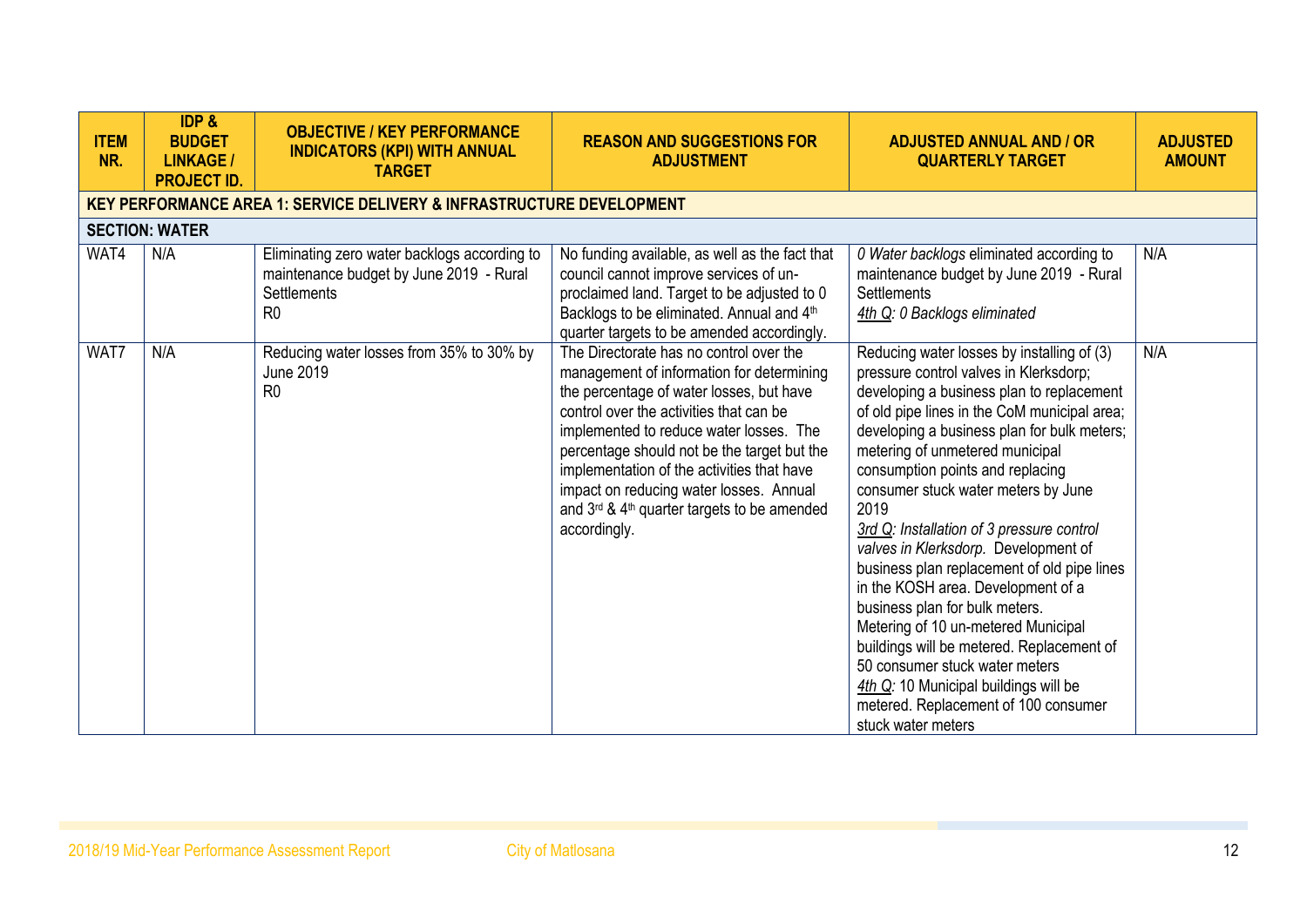| ITEM NR. | IDP & BUDGET LINKAGE / PROJECT ID. | OBJECTIVE / KEY PERFORMANCE INDICATORS (KPI) WITH ANNUAL TARGET | REASON AND SUGGESTIONS FOR ADJUSTMENT | ADJUSTED ANNUAL AND / OR QUARTERLY TARGET | ADJUSTED AMOUNT |
|---|---|---|---|---|---|
| **KEY PERFORMANCE AREA 1: SERVICE DELIVERY & INFRASTRUCTURE DEVELOPMENT** | | | | | |
| **SECTION: WATER** | | | | | |
| WAT4 | N/A | Eliminating zero water backlogs according to maintenance budget by June 2019 - Rural Settlements<br>R0 | No funding available, as well as the fact that council cannot improve services of un-proclaimed land. Target to be adjusted to 0 Backlogs to be eliminated. Annual and 4th quarter targets to be amended accordingly. | *0 Water backlogs* eliminated according to maintenance budget by June 2019 - Rural Settlements<br>*4th Q: 0 Backlogs eliminated* | N/A |
| WAT7 | N/A | Reducing water losses from 35% to 30% by June 2019<br>R0 | The Directorate has no control over the management of information for determining the percentage of water losses, but have control over the activities that can be implemented to reduce water losses. The percentage should not be the target but the implementation of the activities that have impact on reducing water losses. Annual and 3rd & 4th quarter targets to be amended accordingly. | Reducing water losses by installing of (3) pressure control valves in Klerksdorp; developing a business plan to replacement of old pipe lines in the CoM municipal area; developing a business plan for bulk meters; metering of unmetered municipal consumption points and replacing consumer stuck water meters by June 2019<br>*3rd Q: Installation of 3 pressure control valves in Klerksdorp.* Development of business plan replacement of old pipe lines in the KOSH area. Development of a business plan for bulk meters.<br>Metering of 10 un-metered Municipal buildings will be metered. Replacement of 50 consumer stuck water meters<br>*4th Q:* 10 Municipal buildings will be metered. Replacement of 100 consumer stuck water meters | N/A |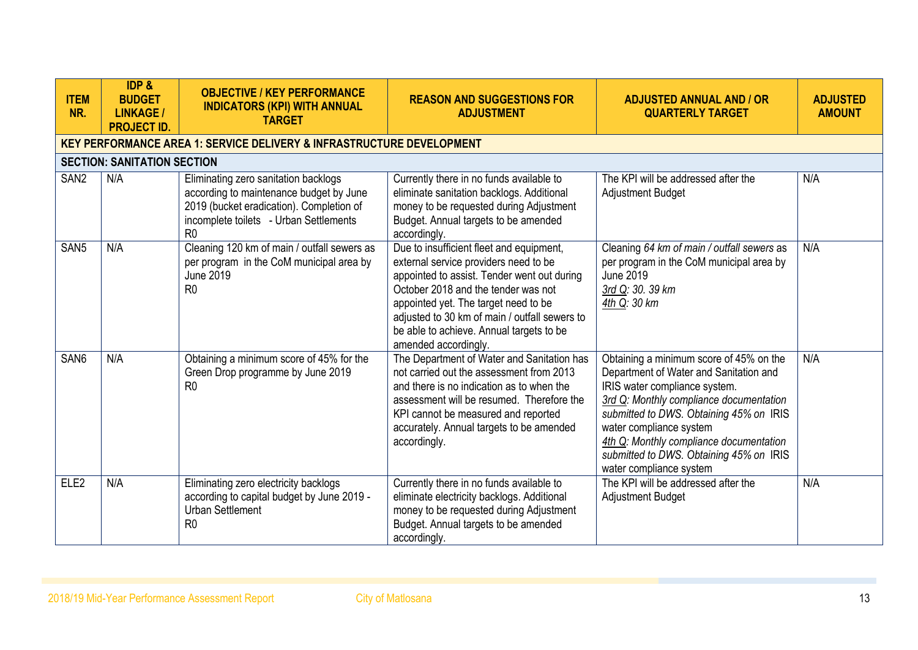| ITEM NR. | IDP & BUDGET LINKAGE / PROJECT ID. | OBJECTIVE / KEY PERFORMANCE INDICATORS (KPI) WITH ANNUAL TARGET | REASON AND SUGGESTIONS FOR ADJUSTMENT | ADJUSTED ANNUAL AND / OR QUARTERLY TARGET | ADJUSTED AMOUNT |
|---|---|---|---|---|---|
| **KEY PERFORMANCE AREA 1: SERVICE DELIVERY & INFRASTRUCTURE DEVELOPMENT** | | | | | |
| **SECTION: SANITATION SECTION** | | | | | |
| SAN2 | N/A | Eliminating zero sanitation backlogs according to maintenance budget by June 2019 (bucket eradication). Completion of incomplete toilets - Urban Settlements R0 | Currently there in no funds available to eliminate sanitation backlogs. Additional money to be requested during Adjustment Budget. Annual targets to be amended accordingly. | The KPI will be addressed after the Adjustment Budget | N/A |
| SAN5 | N/A | Cleaning 120 km of main / outfall sewers as per program in the CoM municipal area by June 2019 R0 | Due to insufficient fleet and equipment, external service providers need to be appointed to assist. Tender went out during October 2018 and the tender was not appointed yet. The target need to be adjusted to 30 km of main / outfall sewers to be able to achieve. Annual targets to be amended accordingly. | Cleaning *64 km of main / outfall sewers* as per program in the CoM municipal area by June 2019<br>*3rd Q: 30. 39 km*<br>*4th Q: 30 km* | N/A |
| SAN6 | N/A | Obtaining a minimum score of 45% for the Green Drop programme by June 2019 R0 | The Department of Water and Sanitation has not carried out the assessment from 2013 and there is no indication as to when the assessment will be resumed. Therefore the KPI cannot be measured and reported accurately. Annual targets to be amended accordingly. | Obtaining a minimum score of 45% on the Department of Water and Sanitation and IRIS water compliance system.<br>*3rd Q: Monthly compliance documentation submitted to DWS. Obtaining 45% on* IRIS water compliance system<br>*4th Q: Monthly compliance documentation submitted to DWS. Obtaining 45% on* IRIS water compliance system | N/A |
| ELE2 | N/A | Eliminating zero electricity backlogs according to capital budget by June 2019 - Urban Settlement R0 | Currently there in no funds available to eliminate electricity backlogs. Additional money to be requested during Adjustment Budget. Annual targets to be amended accordingly. | The KPI will be addressed after the Adjustment Budget | N/A |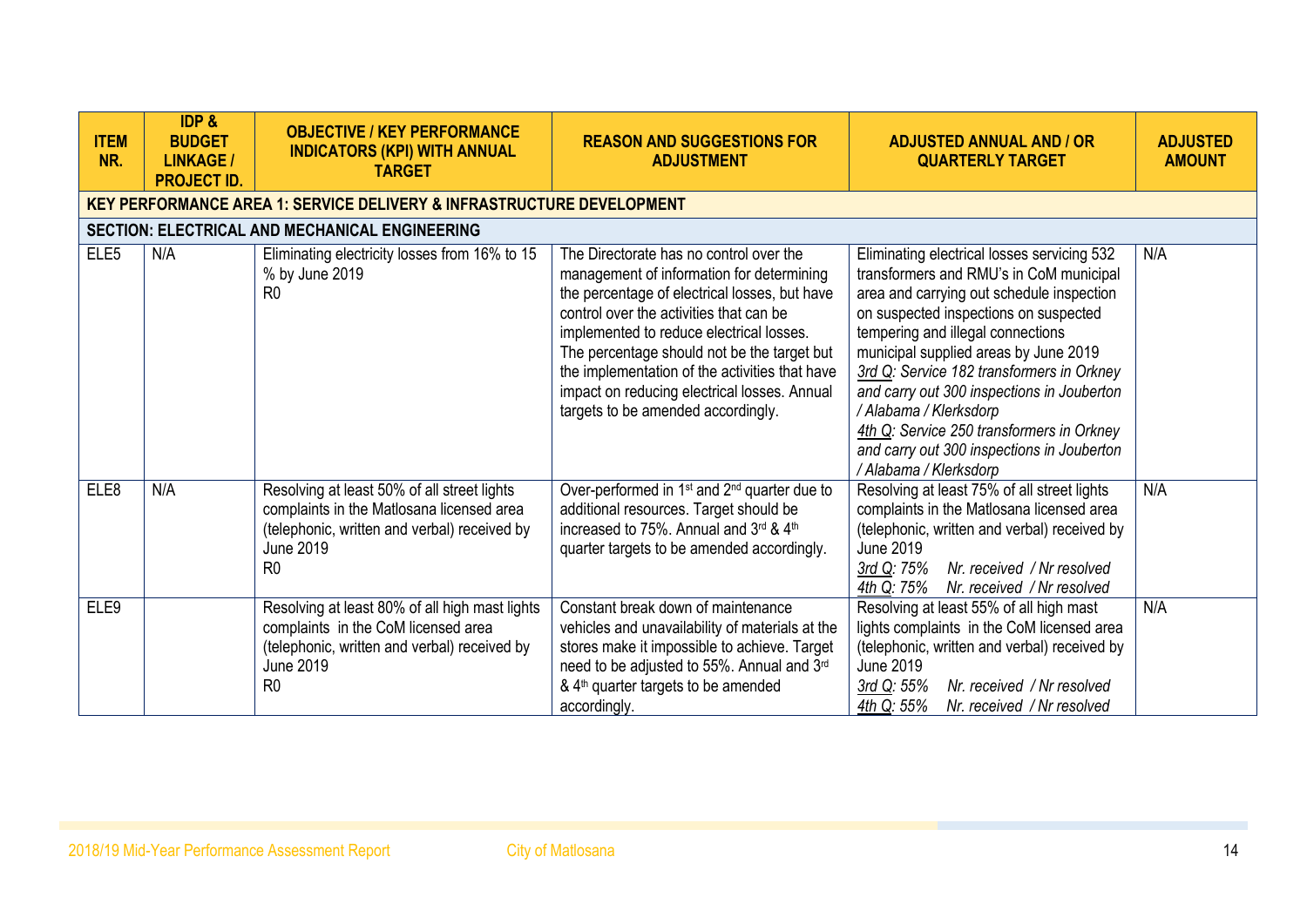| ITEM NR. | IDP & BUDGET LINKAGE / PROJECT ID. | OBJECTIVE / KEY PERFORMANCE INDICATORS (KPI) WITH ANNUAL TARGET | REASON AND SUGGESTIONS FOR ADJUSTMENT | ADJUSTED ANNUAL AND / OR QUARTERLY TARGET | ADJUSTED AMOUNT |
|---|---|---|---|---|---|
| **KEY PERFORMANCE AREA 1: SERVICE DELIVERY & INFRASTRUCTURE DEVELOPMENT** | | | | | |
| **SECTION: ELECTRICAL AND MECHANICAL ENGINEERING** | | | | | |
| ELE5 | N/A | Eliminating electricity losses from 16% to 15 % by June 2019<br>R0 | The Directorate has no control over the management of information for determining the percentage of electrical losses, but have control over the activities that can be implemented to reduce electrical losses. The percentage should not be the target but the implementation of the activities that have impact on reducing electrical losses. Annual targets to be amended accordingly. | Eliminating electrical losses servicing 532 transformers and RMU's in CoM municipal area and carrying out schedule inspection on suspected inspections on suspected tempering and illegal connections municipal supplied areas by June 2019<br>*3rd Q: Service 182 transformers in Orkney and carry out 300 inspections in Jouberton / Alabama / Klerksdorp*<br>*4th Q: Service 250 transformers in Orkney and carry out 300 inspections in Jouberton / Alabama / Klerksdorp* | N/A |
| ELE8 | N/A | Resolving at least 50% of all street lights complaints in the Matlosana licensed area (telephonic, written and verbal) received by June 2019<br>R0 | Over-performed in 1st and 2nd quarter due to additional resources. Target should be increased to 75%. Annual and 3rd & 4th quarter targets to be amended accordingly. | Resolving at least 75% of all street lights complaints in the Matlosana licensed area (telephonic, written and verbal) received by June 2019<br>*3rd Q: 75% Nr. received / Nr resolved*<br>*4th Q: 75% Nr. received / Nr resolved* | N/A |
| ELE9 | | Resolving at least 80% of all high mast lights complaints in the CoM licensed area (telephonic, written and verbal) received by June 2019<br>R0 | Constant break down of maintenance vehicles and unavailability of materials at the stores make it impossible to achieve. Target need to be adjusted to 55%. Annual and 3rd & 4th quarter targets to be amended accordingly. | Resolving at least 55% of all high mast lights complaints in the CoM licensed area (telephonic, written and verbal) received by June 2019<br>*3rd Q: 55% Nr. received / Nr resolved*<br>*4th Q: 55% Nr. received / Nr resolved* | N/A |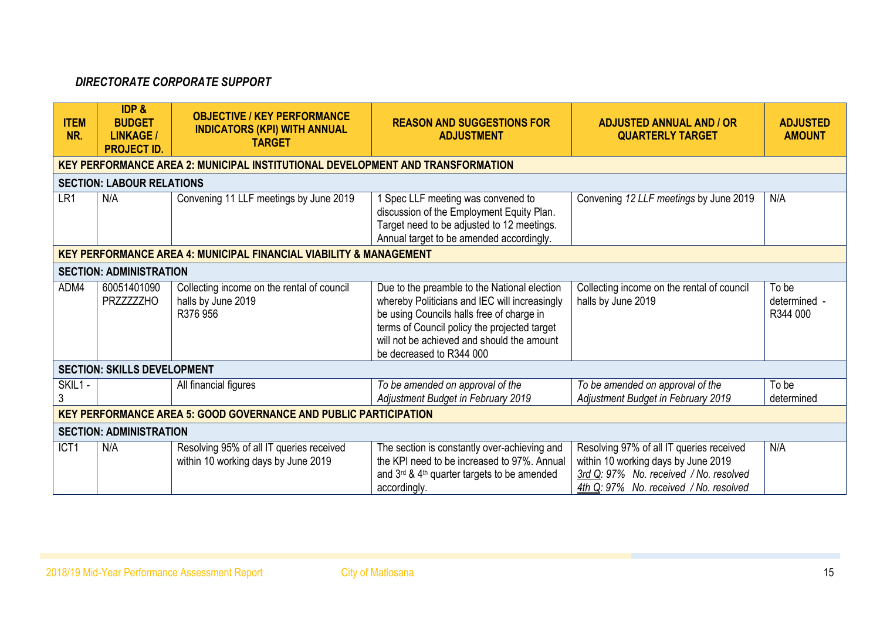### *DIRECTORATE CORPORATE SUPPORT*

| ITEM NR. | IDP & BUDGET LINKAGE / PROJECT ID. | OBJECTIVE / KEY PERFORMANCE INDICATORS (KPI) WITH ANNUAL TARGET | REASON AND SUGGESTIONS FOR ADJUSTMENT | ADJUSTED ANNUAL AND / OR QUARTERLY TARGET | ADJUSTED AMOUNT |
|---|---|---|---|---|---|
| **KEY PERFORMANCE AREA 2: MUNICIPAL INSTITUTIONAL DEVELOPMENT AND TRANSFORMATION** | | | | | |
| **SECTION: LABOUR RELATIONS** | | | | | |
| LR1 | N/A | Convening 11 LLF meetings by June 2019 | 1 Spec LLF meeting was convened to discussion of the Employment Equity Plan. Target need to be adjusted to 12 meetings. Annual target to be amended accordingly. | Convening *12 LLF meetings* by June 2019 | N/A |
| **KEY PERFORMANCE AREA 4: MUNICIPAL FINANCIAL VIABILITY & MANAGEMENT** | | | | | |
| **SECTION: ADMINISTRATION** | | | | | |
| ADM4 | 60051401090 PRZZZZZHO | Collecting income on the rental of council halls by June 2019 R376 956 | Due to the preamble to the National election whereby Politicians and IEC will increasingly be using Councils halls free of charge in terms of Council policy the projected target will not be achieved and should the amount be decreased to R344 000 | Collecting income on the rental of council halls by June 2019 | To be determined - R344 000 |
| **SECTION: SKILLS DEVELOPMENT** | | | | | |
| SKIL1 - 3 | | All financial figures | *To be amended on approval of the Adjustment Budget in February 2019* | *To be amended on approval of the Adjustment Budget in February 2019* | To be determined |
| **KEY PERFORMANCE AREA 5: GOOD GOVERNANCE AND PUBLIC PARTICIPATION** | | | | | |
| **SECTION: ADMINISTRATION** | | | | | |
| ICT1 | N/A | Resolving 95% of all IT queries received within 10 working days by June 2019 | The section is constantly over-achieving and the KPI need to be increased to 97%. Annual and 3rd & 4th quarter targets to be amended accordingly. | Resolving 97% of all IT queries received within 10 working days by June 2019<br>*3rd Q: 97% No. received / No. resolved*<br>*4th Q: 97% No. received / No. resolved* | N/A |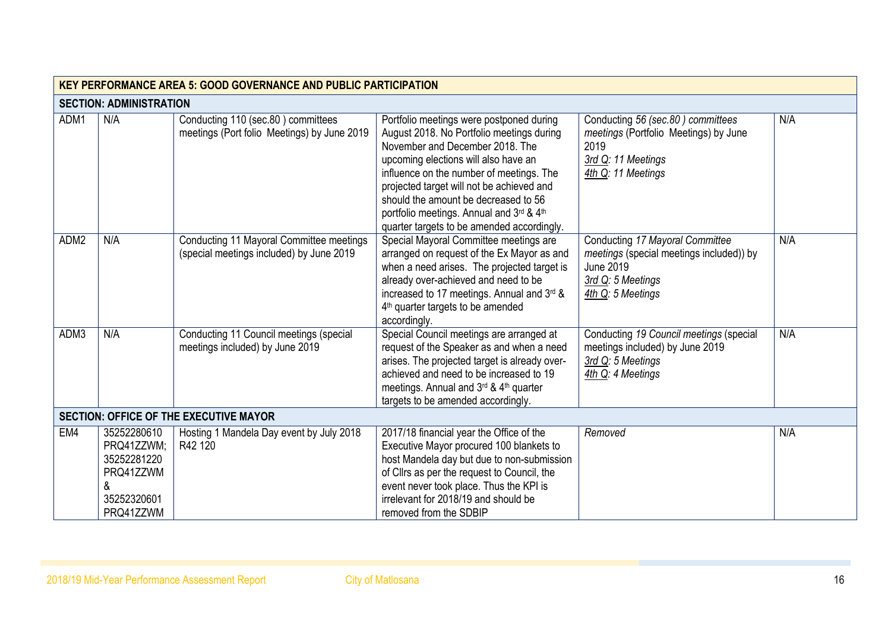| KEY PERFORMANCE AREA 5: GOOD GOVERNANCE AND PUBLIC PARTICIPATION | | | | | |
|---|---|---|---|---|---|
| **SECTION: ADMINISTRATION** | | | | | |
| ADM1 | N/A | Conducting 110 (sec.80 ) committees meetings (Port folio Meetings) by June 2019 | Portfolio meetings were postponed during August 2018. No Portfolio meetings during November and December 2018. The upcoming elections will also have an influence on the number of meetings. The projected target will not be achieved and should the amount be decreased to 56 portfolio meetings. Annual and 3rd & 4th quarter targets to be amended accordingly. | Conducting *56 (sec.80 ) committees meetings* (Portfolio Meetings) by June 2019<br>*3rd Q: 11 Meetings*<br>*4th Q: 11 Meetings* | N/A |
| ADM2 | N/A | Conducting 11 Mayoral Committee meetings (special meetings included) by June 2019 | Special Mayoral Committee meetings are arranged on request of the Ex Mayor as and when a need arises. The projected target is already over-achieved and need to be increased to 17 meetings. Annual and 3rd & 4th quarter targets to be amended accordingly. | Conducting *17 Mayoral Committee meetings* (special meetings included)) by June 2019<br>*3rd Q: 5 Meetings*<br>*4th Q: 5 Meetings* | N/A |
| ADM3 | N/A | Conducting 11 Council meetings (special meetings included) by June 2019 | Special Council meetings are arranged at request of the Speaker as and when a need arises. The projected target is already over-achieved and need to be increased to 19 meetings. Annual and 3rd & 4th quarter targets to be amended accordingly. | Conducting *19 Council meetings* (special meetings included) by June 2019<br>*3rd Q: 5 Meetings*<br>*4th Q: 4 Meetings* | N/A |
| **SECTION: OFFICE OF THE EXECUTIVE MAYOR** | | | | | |
| EM4 | 35252280610 PRQ41ZZWM; 35252281220 PRQ41ZZWM & 35252320601 PRQ41ZZWM | Hosting 1 Mandela Day event by July 2018 R42 120 | 2017/18 financial year the Office of the Executive Mayor procured 100 blankets to host Mandela day but due to non-submission of Cllrs as per the request to Council, the event never took place. Thus the KPI is irrelevant for 2018/19 and should be removed from the SDBIP | *Removed* | N/A |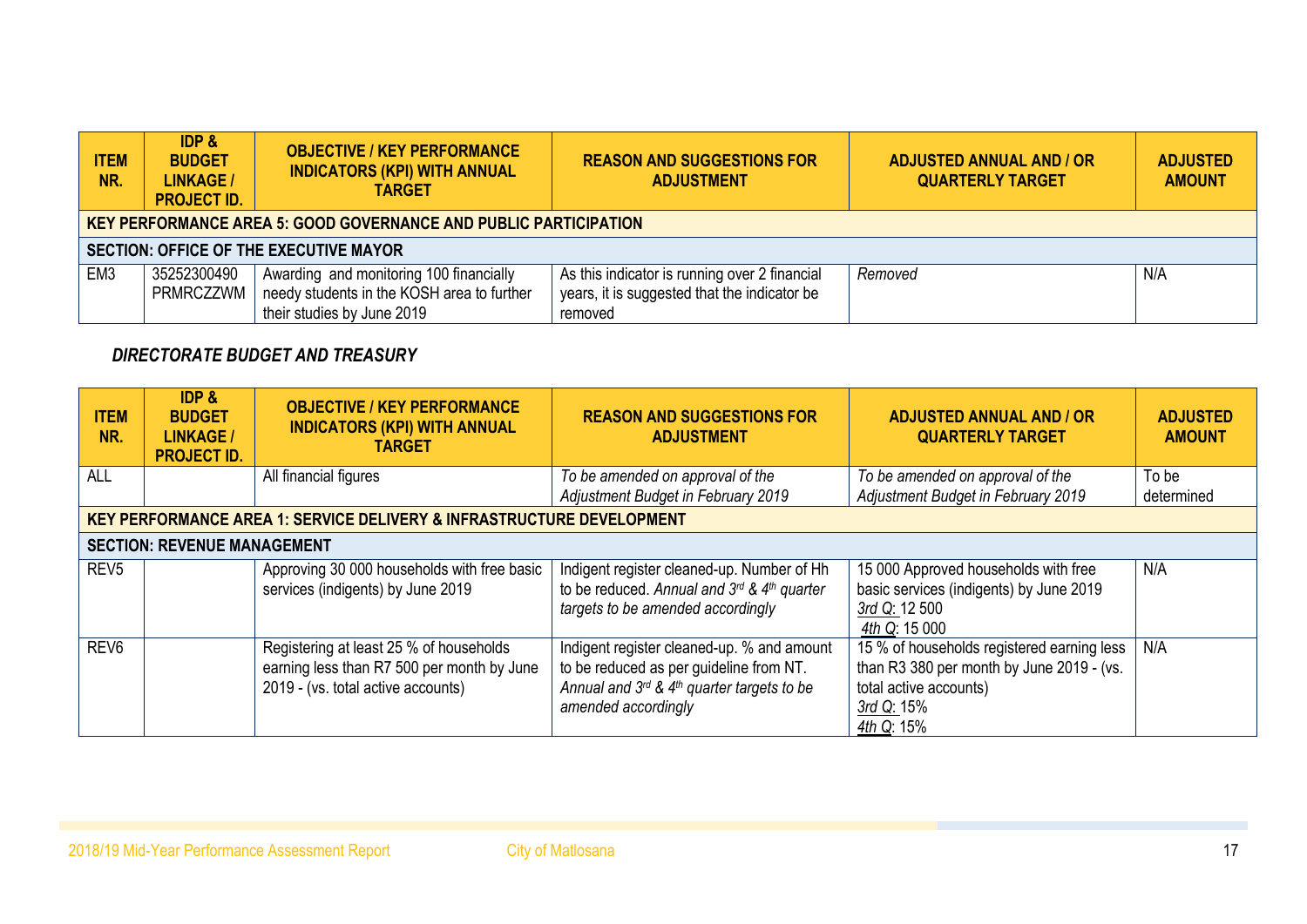| ITEM NR. | IDP & BUDGET LINKAGE / PROJECT ID. | OBJECTIVE / KEY PERFORMANCE INDICATORS (KPI) WITH ANNUAL TARGET | REASON AND SUGGESTIONS FOR ADJUSTMENT | ADJUSTED ANNUAL AND / OR QUARTERLY TARGET | ADJUSTED AMOUNT |
|---|---|---|---|---|---|
| **KEY PERFORMANCE AREA 5: GOOD GOVERNANCE AND PUBLIC PARTICIPATION** | | | | | |
| **SECTION: OFFICE OF THE EXECUTIVE MAYOR** | | | | | |
| EM3 | 35252300490 PRMRCZZWM | Awarding and monitoring 100 financially needy students in the KOSH area to further their studies by June 2019 | As this indicator is running over 2 financial years, it is suggested that the indicator be removed | *Removed* | N/A |

### *DIRECTORATE BUDGET AND TREASURY*

| ITEM NR. | IDP & BUDGET LINKAGE / PROJECT ID. | OBJECTIVE / KEY PERFORMANCE INDICATORS (KPI) WITH ANNUAL TARGET | REASON AND SUGGESTIONS FOR ADJUSTMENT | ADJUSTED ANNUAL AND / OR QUARTERLY TARGET | ADJUSTED AMOUNT |
|---|---|---|---|---|---|
| ALL | | All financial figures | *To be amended on approval of the Adjustment Budget in February 2019* | *To be amended on approval of the Adjustment Budget in February 2019* | To be determined |
| **KEY PERFORMANCE AREA 1: SERVICE DELIVERY & INFRASTRUCTURE DEVELOPMENT** | | | | | |
| **SECTION: REVENUE MANAGEMENT** | | | | | |
| REV5 | | Approving 30 000 households with free basic services (indigents) by June 2019 | Indigent register cleaned-up. Number of Hh to be reduced. *Annual and 3rd & 4th quarter targets to be amended accordingly* | 15 000 Approved households with free basic services (indigents) by June 2019<br>3rd Q: 12 500<br>4th Q: 15 000 | N/A |
| REV6 | | Registering at least 25 % of households earning less than R7 500 per month by June 2019 - (vs. total active accounts) | Indigent register cleaned-up. % and amount to be reduced as per guideline from NT. *Annual and 3rd & 4th quarter targets to be amended accordingly* | 15 % of households registered earning less than R3 380 per month by June 2019 - (vs. total active accounts)<br>3rd Q: 15%<br>4th Q: 15% | N/A |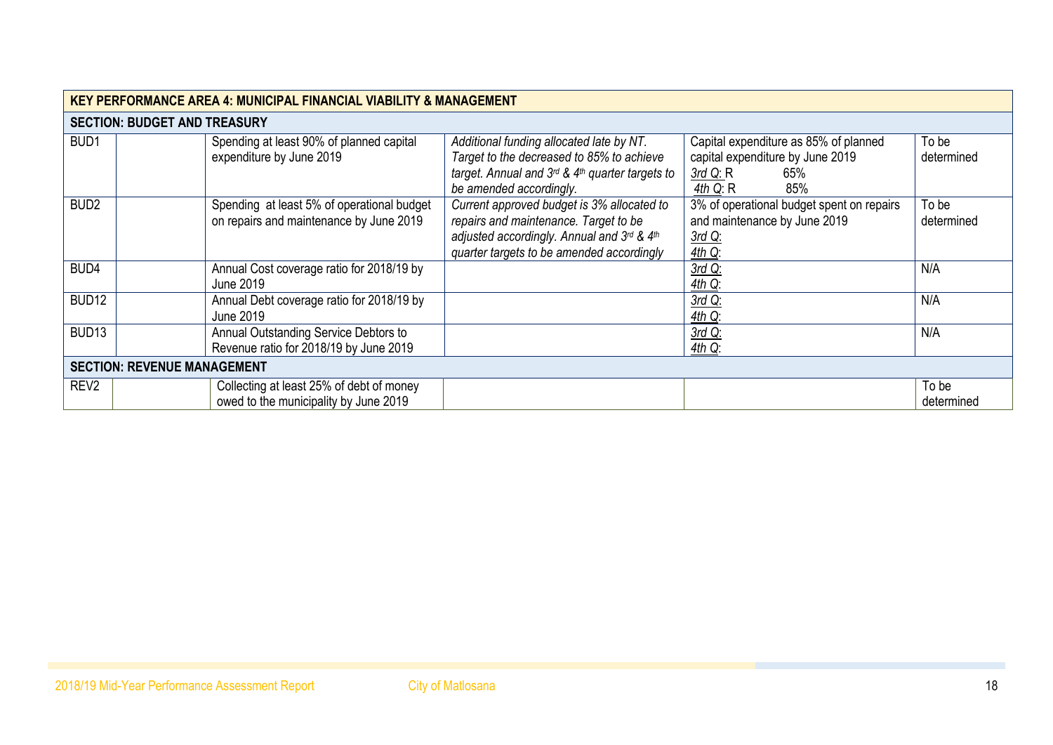| KEY PERFORMANCE AREA 4: MUNICIPAL FINANCIAL VIABILITY & MANAGEMENT | | | | | |
|---|---|---|---|---|---|
| **SECTION: BUDGET AND TREASURY** | | | | | |
| BUD1 | | Spending at least 90% of planned capital expenditure by June 2019 | *Additional funding allocated late by NT. Target to the decreased to 85% to achieve target. Annual and 3rd & 4th quarter targets to be amended accordingly.* | Capital expenditure as 85% of planned capital expenditure by June 2019<br>3rd Q: R 65%<br>4th Q: R 85% | To be determined |
| BUD2 | | Spending at least 5% of operational budget on repairs and maintenance by June 2019 | *Current approved budget is 3% allocated to repairs and maintenance. Target to be adjusted accordingly. Annual and 3rd & 4th quarter targets to be amended accordingly* | 3% of operational budget spent on repairs and maintenance by June 2019<br>3rd Q:<br>4th Q: | To be determined |
| BUD4 | | Annual Cost coverage ratio for 2018/19 by June 2019 | | 3rd Q:<br>4th Q: | N/A |
| BUD12 | | Annual Debt coverage ratio for 2018/19 by June 2019 | | 3rd Q:<br>4th Q: | N/A |
| BUD13 | | Annual Outstanding Service Debtors to Revenue ratio for 2018/19 by June 2019 | | 3rd Q:<br>4th Q: | N/A |
| **SECTION: REVENUE MANAGEMENT** | | | | | |
| REV2 | | Collecting at least 25% of debt of money owed to the municipality by June 2019 | | | To be determined |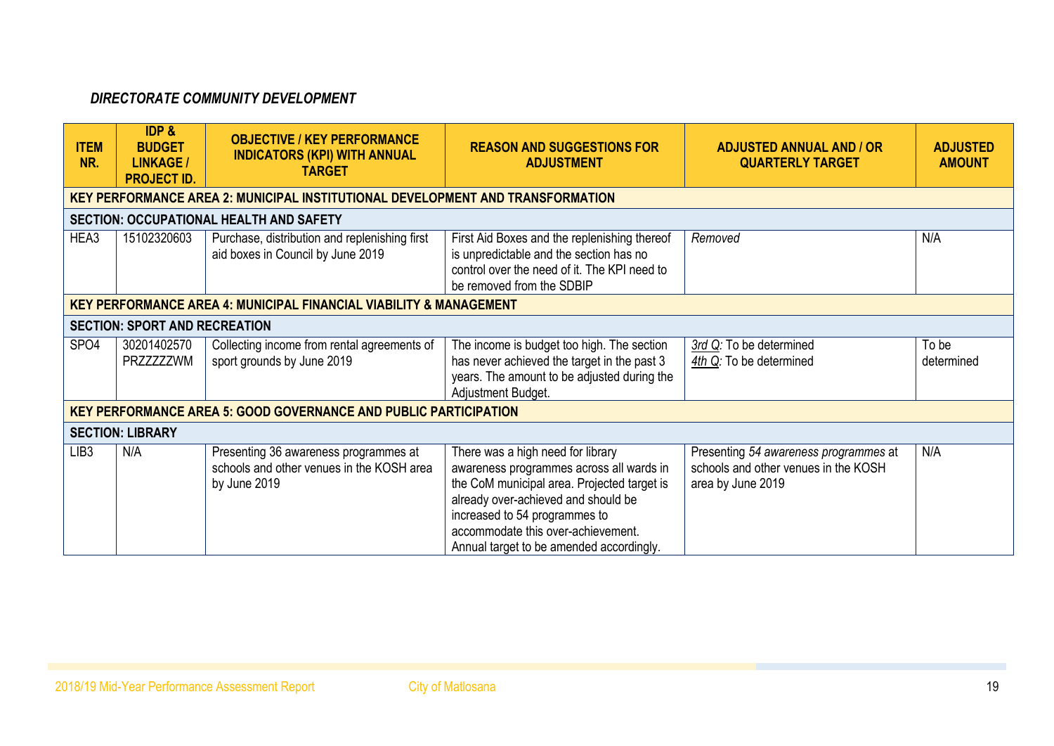## *DIRECTORATE COMMUNITY DEVELOPMENT*

| ITEM NR. | IDP & BUDGET LINKAGE / PROJECT ID. | OBJECTIVE / KEY PERFORMANCE INDICATORS (KPI) WITH ANNUAL TARGET | REASON AND SUGGESTIONS FOR ADJUSTMENT | ADJUSTED ANNUAL AND / OR QUARTERLY TARGET | ADJUSTED AMOUNT |
|---|---|---|---|---|---|
| **KEY PERFORMANCE AREA 2: MUNICIPAL INSTITUTIONAL DEVELOPMENT AND TRANSFORMATION** | | | | | |
| **SECTION: OCCUPATIONAL HEALTH AND SAFETY** | | | | | |
| HEA3 | 15102320603 | Purchase, distribution and replenishing first aid boxes in Council by June 2019 | First Aid Boxes and the replenishing thereof is unpredictable and the section has no control over the need of it. The KPI need to be removed from the SDBIP | *Removed* | N/A |
| **KEY PERFORMANCE AREA 4: MUNICIPAL FINANCIAL VIABILITY & MANAGEMENT** | | | | | |
| **SECTION: SPORT AND RECREATION** | | | | | |
| SPO4 | 30201402570 PRZZZZZWM | Collecting income from rental agreements of sport grounds by June 2019 | The income is budget too high. The section has never achieved the target in the past 3 years. The amount to be adjusted during the Adjustment Budget. | *3rd Q:* To be determined<br>*4th Q:* To be determined | To be determined |
| **KEY PERFORMANCE AREA 5: GOOD GOVERNANCE AND PUBLIC PARTICIPATION** | | | | | |
| **SECTION: LIBRARY** | | | | | |
| LIB3 | N/A | Presenting 36 awareness programmes at schools and other venues in the KOSH area by June 2019 | There was a high need for library awareness programmes across all wards in the CoM municipal area. Projected target is already over-achieved and should be increased to 54 programmes to accommodate this over-achievement. Annual target to be amended accordingly. | Presenting *54 awareness programmes* at schools and other venues in the KOSH area by June 2019 | N/A |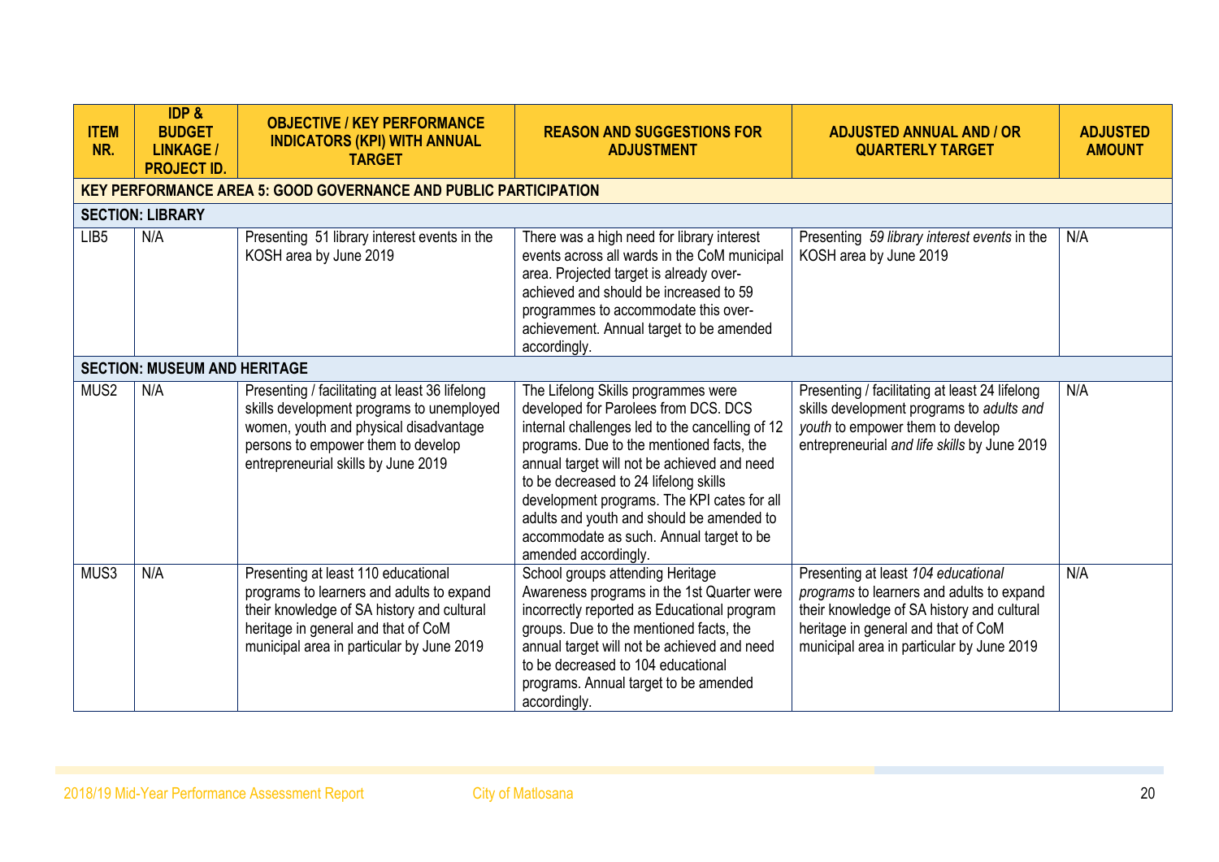| ITEM NR. | IDP & BUDGET LINKAGE / PROJECT ID. | OBJECTIVE / KEY PERFORMANCE INDICATORS (KPI) WITH ANNUAL TARGET | REASON AND SUGGESTIONS FOR ADJUSTMENT | ADJUSTED ANNUAL AND / OR QUARTERLY TARGET | ADJUSTED AMOUNT |
|---|---|---|---|---|---|
| **KEY PERFORMANCE AREA 5: GOOD GOVERNANCE AND PUBLIC PARTICIPATION** | | | | | |
| **SECTION: LIBRARY** | | | | | |
| LIB5 | N/A | Presenting 51 library interest events in the KOSH area by June 2019 | There was a high need for library interest events across all wards in the CoM municipal area. Projected target is already over-achieved and should be increased to 59 programmes to accommodate this over-achievement. Annual target to be amended accordingly. | Presenting *59 library interest events* in the KOSH area by June 2019 | N/A |
| **SECTION: MUSEUM AND HERITAGE** | | | | | |
| MUS2 | N/A | Presenting / facilitating at least 36 lifelong skills development programs to unemployed women, youth and physical disadvantage persons to empower them to develop entrepreneurial skills by June 2019 | The Lifelong Skills programmes were developed for Parolees from DCS. DCS internal challenges led to the cancelling of 12 programs. Due to the mentioned facts, the annual target will not be achieved and need to be decreased to 24 lifelong skills development programs. The KPI cates for all adults and youth and should be amended to accommodate as such. Annual target to be amended accordingly. | Presenting / facilitating at least 24 lifelong skills development programs to *adults and youth* to empower them to develop entrepreneurial *and life skills* by June 2019 | N/A |
| MUS3 | N/A | Presenting at least 110 educational programs to learners and adults to expand their knowledge of SA history and cultural heritage in general and that of CoM municipal area in particular by June 2019 | School groups attending Heritage Awareness programs in the 1st Quarter were incorrectly reported as Educational program groups. Due to the mentioned facts, the annual target will not be achieved and need to be decreased to 104 educational programs. Annual target to be amended accordingly. | Presenting at least *104 educational programs* to learners and adults to expand their knowledge of SA history and cultural heritage in general and that of CoM municipal area in particular by June 2019 | N/A |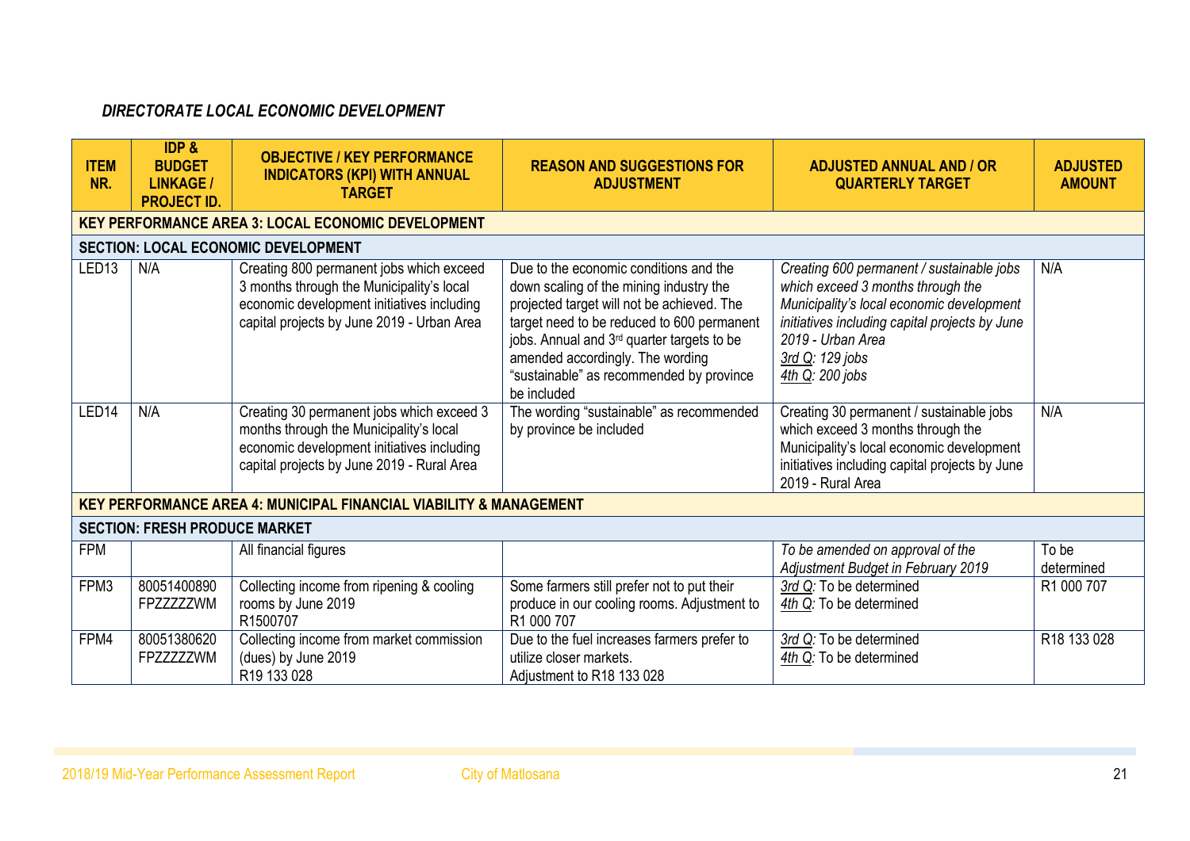### *DIRECTORATE LOCAL ECONOMIC DEVELOPMENT*

| ITEM NR. | IDP & BUDGET LINKAGE / PROJECT ID. | OBJECTIVE / KEY PERFORMANCE INDICATORS (KPI) WITH ANNUAL TARGET | REASON AND SUGGESTIONS FOR ADJUSTMENT | ADJUSTED ANNUAL AND / OR QUARTERLY TARGET | ADJUSTED AMOUNT |
|---|---|---|---|---|---|
| **KEY PERFORMANCE AREA 3: LOCAL ECONOMIC DEVELOPMENT** | | | | | |
| **SECTION: LOCAL ECONOMIC DEVELOPMENT** | | | | | |
| LED13 | N/A | Creating 800 permanent jobs which exceed 3 months through the Municipality's local economic development initiatives including capital projects by June 2019 - Urban Area | Due to the economic conditions and the down scaling of the mining industry the projected target will not be achieved. The target need to be reduced to 600 permanent jobs. Annual and 3rd quarter targets to be amended accordingly. The wording "sustainable" as recommended by province be included | *Creating 600 permanent / sustainable jobs which exceed 3 months through the Municipality's local economic development initiatives including capital projects by June 2019 - Urban Area*<br>*3rd Q: 129 jobs*<br>*4th Q: 200 jobs* | N/A |
| LED14 | N/A | Creating 30 permanent jobs which exceed 3 months through the Municipality's local economic development initiatives including capital projects by June 2019 - Rural Area | The wording "sustainable" as recommended by province be included | Creating 30 permanent / sustainable jobs which exceed 3 months through the Municipality's local economic development initiatives including capital projects by June 2019 - Rural Area | N/A |
| **KEY PERFORMANCE AREA 4: MUNICIPAL FINANCIAL VIABILITY & MANAGEMENT** | | | | | |
| **SECTION: FRESH PRODUCE MARKET** | | | | | |
| FPM | | All financial figures | | *To be amended on approval of the Adjustment Budget in February 2019* | To be determined |
| FPM3 | 80051400890 FPZZZZZWM | Collecting income from ripening & cooling rooms by June 2019<br>R1500707 | Some farmers still prefer not to put their produce in our cooling rooms. Adjustment to R1 000 707 | *3rd Q:* To be determined<br>*4th Q:* To be determined | R1 000 707 |
| FPM4 | 80051380620 FPZZZZZWM | Collecting income from market commission (dues) by June 2019<br>R19 133 028 | Due to the fuel increases farmers prefer to utilize closer markets.<br>Adjustment to R18 133 028 | *3rd Q:* To be determined<br>*4th Q:* To be determined | R18 133 028 |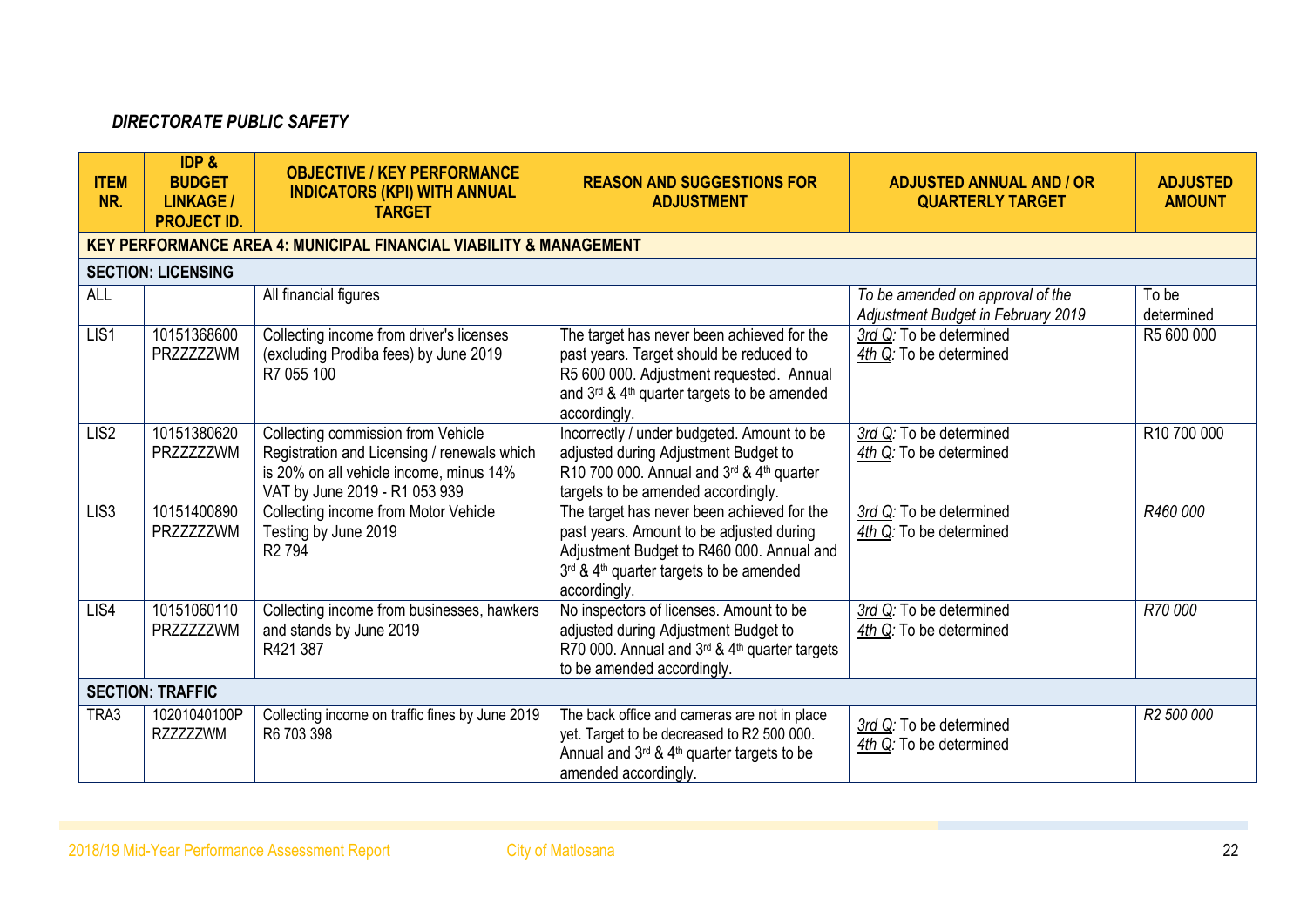### *DIRECTORATE PUBLIC SAFETY*

| ITEM NR. | IDP & BUDGET LINKAGE / PROJECT ID. | OBJECTIVE / KEY PERFORMANCE INDICATORS (KPI) WITH ANNUAL TARGET | REASON AND SUGGESTIONS FOR ADJUSTMENT | ADJUSTED ANNUAL AND / OR QUARTERLY TARGET | ADJUSTED AMOUNT |
|---|---|---|---|---|---|
| **KEY PERFORMANCE AREA 4: MUNICIPAL FINANCIAL VIABILITY & MANAGEMENT** | | | | | |
| **SECTION: LICENSING** | | | | | |
| ALL | | All financial figures | | *To be amended on approval of the Adjustment Budget in February 2019* | To be determined |
| LIS1 | 10151368600 PRZZZZZWM | Collecting income from driver's licenses (excluding Prodiba fees) by June 2019 R7 055 100 | The target has never been achieved for the past years. Target should be reduced to R5 600 000. Adjustment requested. Annual and 3rd & 4th quarter targets to be amended accordingly. | *3rd Q*: To be determined<br>*4th Q*: To be determined | R5 600 000 |
| LIS2 | 10151380620 PRZZZZZWM | Collecting commission from Vehicle Registration and Licensing / renewals which is 20% on all vehicle income, minus 14% VAT by June 2019 - R1 053 939 | Incorrectly / under budgeted. Amount to be adjusted during Adjustment Budget to R10 700 000. Annual and 3rd & 4th quarter targets to be amended accordingly. | *3rd Q*: To be determined<br>*4th Q*: To be determined | R10 700 000 |
| LIS3 | 10151400890 PRZZZZZWM | Collecting income from Motor Vehicle Testing by June 2019 R2 794 | The target has never been achieved for the past years. Amount to be adjusted during Adjustment Budget to R460 000. Annual and 3rd & 4th quarter targets to be amended accordingly. | *3rd Q*: To be determined<br>*4th Q*: To be determined | *R460 000* |
| LIS4 | 10151060110 PRZZZZZWM | Collecting income from businesses, hawkers and stands by June 2019 R421 387 | No inspectors of licenses. Amount to be adjusted during Adjustment Budget to R70 000. Annual and 3rd & 4th quarter targets to be amended accordingly. | *3rd Q*: To be determined<br>*4th Q*: To be determined | *R70 000* |
| **SECTION: TRAFFIC** | | | | | |
| TRA3 | 10201040100P RZZZZZWM | Collecting income on traffic fines by June 2019 R6 703 398 | The back office and cameras are not in place yet. Target to be decreased to R2 500 000. Annual and 3rd & 4th quarter targets to be amended accordingly. | *3rd Q*: To be determined<br>*4th Q*: To be determined | *R2 500 000* |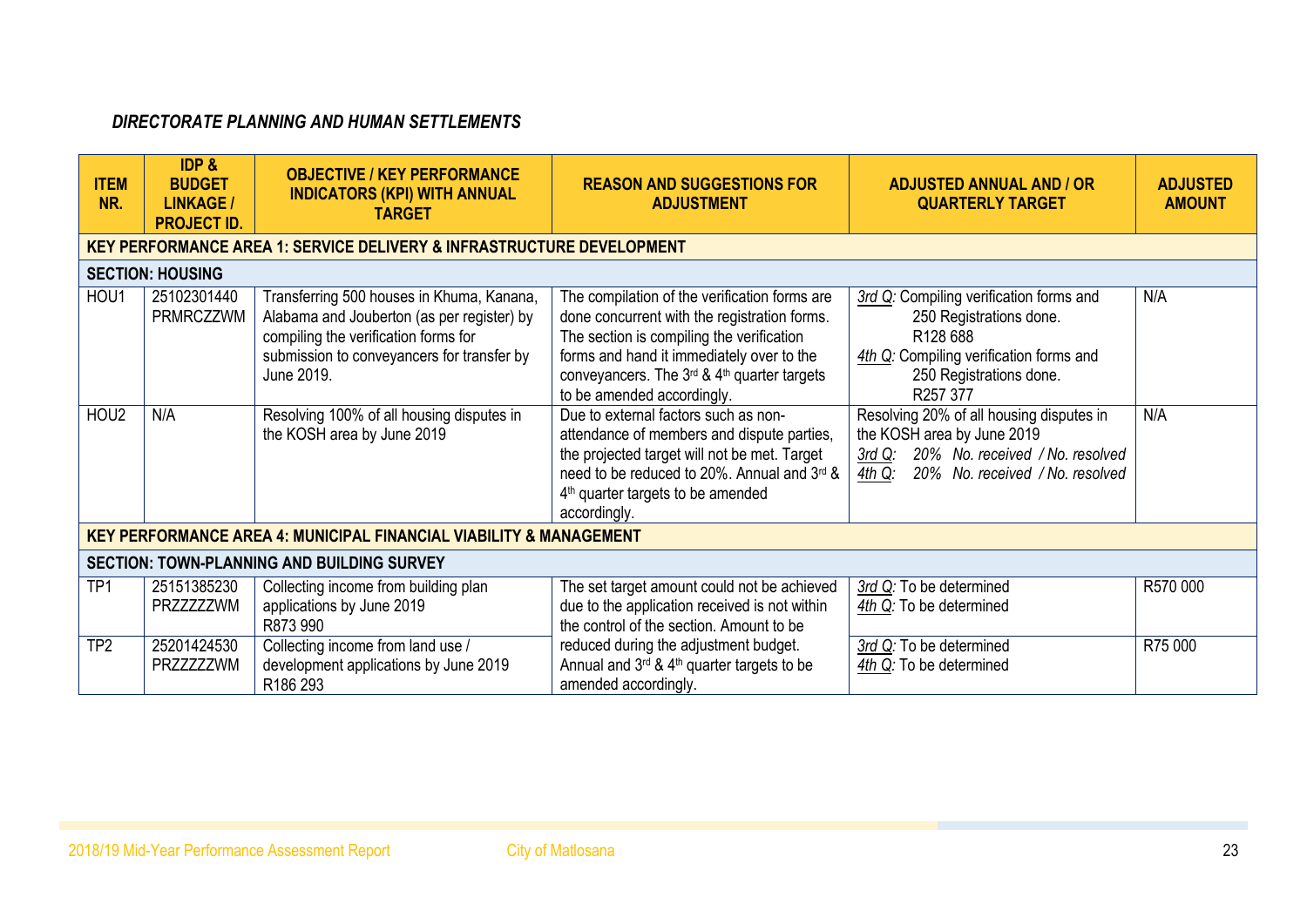### *DIRECTORATE PLANNING AND HUMAN SETTLEMENTS*

| ITEM NR. | IDP & BUDGET LINKAGE / PROJECT ID. | OBJECTIVE / KEY PERFORMANCE INDICATORS (KPI) WITH ANNUAL TARGET | REASON AND SUGGESTIONS FOR ADJUSTMENT | ADJUSTED ANNUAL AND / OR QUARTERLY TARGET | ADJUSTED AMOUNT |
|---|---|---|---|---|---|
| **KEY PERFORMANCE AREA 1: SERVICE DELIVERY & INFRASTRUCTURE DEVELOPMENT** | | | | | |
| **SECTION: HOUSING** | | | | | |
| HOU1 | 25102301440 PRMRCZZWM | Transferring 500 houses in Khuma, Kanana, Alabama and Jouberton (as per register) by compiling the verification forms for submission to conveyancers for transfer by June 2019. | The compilation of the verification forms are done concurrent with the registration forms. The section is compiling the verification forms and hand it immediately over to the conveyancers. The 3rd & 4th quarter targets to be amended accordingly. | *3rd Q:* Compiling verification forms and 250 Registrations done. R128 688<br>*4th Q:* Compiling verification forms and 250 Registrations done. R257 377 | N/A |
| HOU2 | N/A | Resolving 100% of all housing disputes in the KOSH area by June 2019 | Due to external factors such as non-attendance of members and dispute parties, the projected target will not be met. Target need to be reduced to 20%. Annual and 3rd & 4th quarter targets to be amended accordingly. | Resolving 20% of all housing disputes in the KOSH area by June 2019<br>*3rd Q: 20% No. received / No. resolved*<br>*4th Q: 20% No. received / No. resolved* | N/A |
| **KEY PERFORMANCE AREA 4: MUNICIPAL FINANCIAL VIABILITY & MANAGEMENT** | | | | | |
| **SECTION: TOWN-PLANNING AND BUILDING SURVEY** | | | | | |
| TP1 | 25151385230 PRZZZZZWM | Collecting income from building plan applications by June 2019 R873 990 | The set target amount could not be achieved due to the application received is not within the control of the section. Amount to be reduced during the adjustment budget. Annual and 3rd & 4th quarter targets to be amended accordingly. | *3rd Q:* To be determined<br>*4th Q:* To be determined | R570 000 |
| TP2 | 25201424530 PRZZZZZWM | Collecting income from land use / development applications by June 2019 R186 293 | | *3rd Q:* To be determined<br>*4th Q:* To be determined | R75 000 |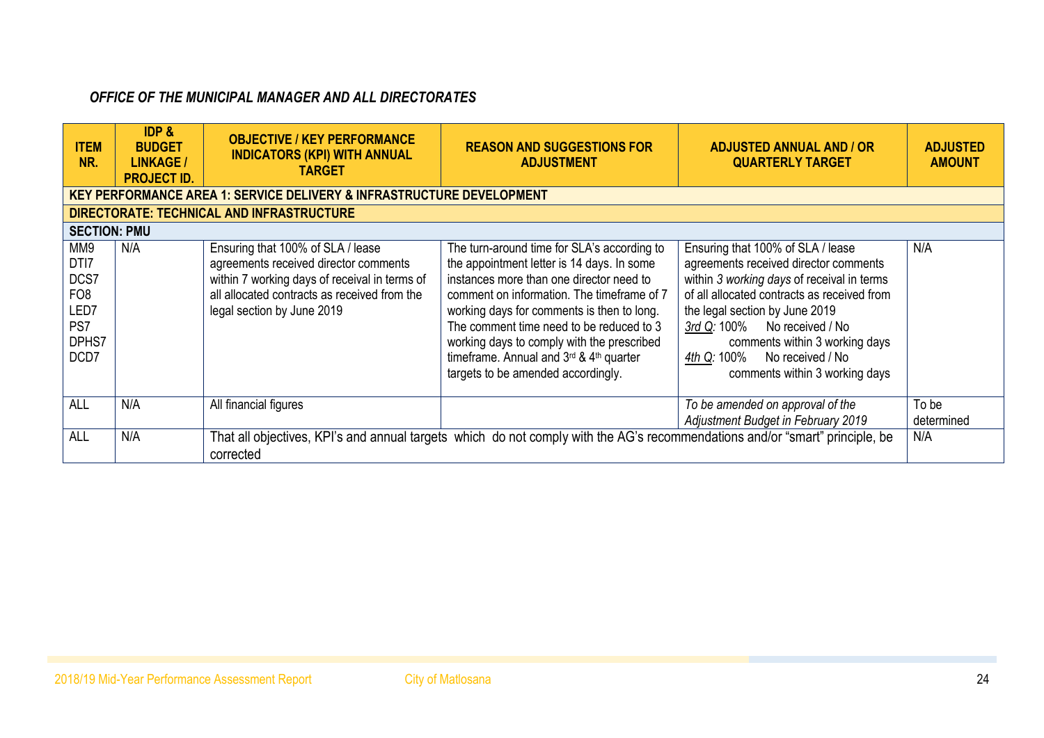### *OFFICE OF THE MUNICIPAL MANAGER AND ALL DIRECTORATES*

| ITEM NR. | IDP & BUDGET LINKAGE / PROJECT ID. | OBJECTIVE / KEY PERFORMANCE INDICATORS (KPI) WITH ANNUAL TARGET | REASON AND SUGGESTIONS FOR ADJUSTMENT | ADJUSTED ANNUAL AND / OR QUARTERLY TARGET | ADJUSTED AMOUNT |
|---|---|---|---|---|---|
| **KEY PERFORMANCE AREA 1: SERVICE DELIVERY & INFRASTRUCTURE DEVELOPMENT** | | | | | |
| **DIRECTORATE: TECHNICAL AND INFRASTRUCTURE** | | | | | |
| **SECTION: PMU** | | | | | |
| MM9 DTI7 DCS7 FO8 LED7 PS7 DPHS7 DCD7 | N/A | Ensuring that 100% of SLA / lease agreements received director comments within 7 working days of receival in terms of all allocated contracts as received from the legal section by June 2019 | The turn-around time for SLA's according to the appointment letter is 14 days. In some instances more than one director need to comment on information. The timeframe of 7 working days for comments is then to long. The comment time need to be reduced to 3 working days to comply with the prescribed timeframe. Annual and 3rd & 4th quarter targets to be amended accordingly. | Ensuring that 100% of SLA / lease agreements received director comments within *3 working days* of receival in terms of all allocated contracts as received from the legal section by June 2019<br>*3rd Q:* 100% No received / No comments within 3 working days<br>*4th Q:* 100% No received / No comments within 3 working days | N/A |
| ALL | N/A | All financial figures | | *To be amended on approval of the Adjustment Budget in February 2019* | To be determined |
| ALL | N/A | That all objectives, KPI's and annual targets which do not comply with the AG's recommendations and/or "smart" principle, be corrected | | | N/A |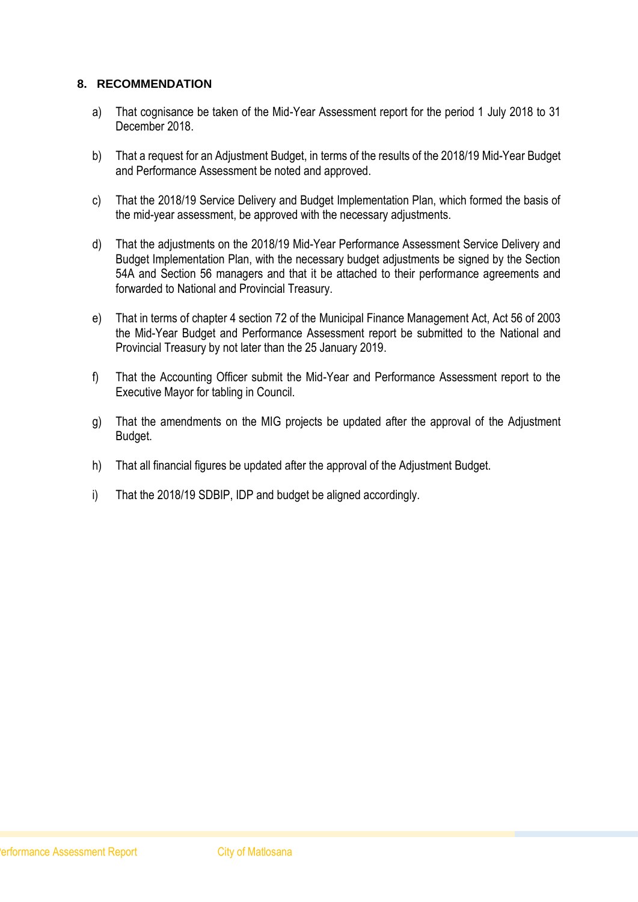## 8. RECOMMENDATION

a) That cognisance be taken of the Mid-Year Assessment report for the period 1 July 2018 to 31 December 2018.

b) That a request for an Adjustment Budget, in terms of the results of the 2018/19 Mid-Year Budget and Performance Assessment be noted and approved.

c) That the 2018/19 Service Delivery and Budget Implementation Plan, which formed the basis of the mid-year assessment, be approved with the necessary adjustments.

d) That the adjustments on the 2018/19 Mid-Year Performance Assessment Service Delivery and Budget Implementation Plan, with the necessary budget adjustments be signed by the Section 54A and Section 56 managers and that it be attached to their performance agreements and forwarded to National and Provincial Treasury.

e) That in terms of chapter 4 section 72 of the Municipal Finance Management Act, Act 56 of 2003 the Mid-Year Budget and Performance Assessment report be submitted to the National and Provincial Treasury by not later than the 25 January 2019.

f) That the Accounting Officer submit the Mid-Year and Performance Assessment report to the Executive Mayor for tabling in Council.

g) That the amendments on the MIG projects be updated after the approval of the Adjustment Budget.

h) That all financial figures be updated after the approval of the Adjustment Budget.

i) That the 2018/19 SDBIP, IDP and budget be aligned accordingly.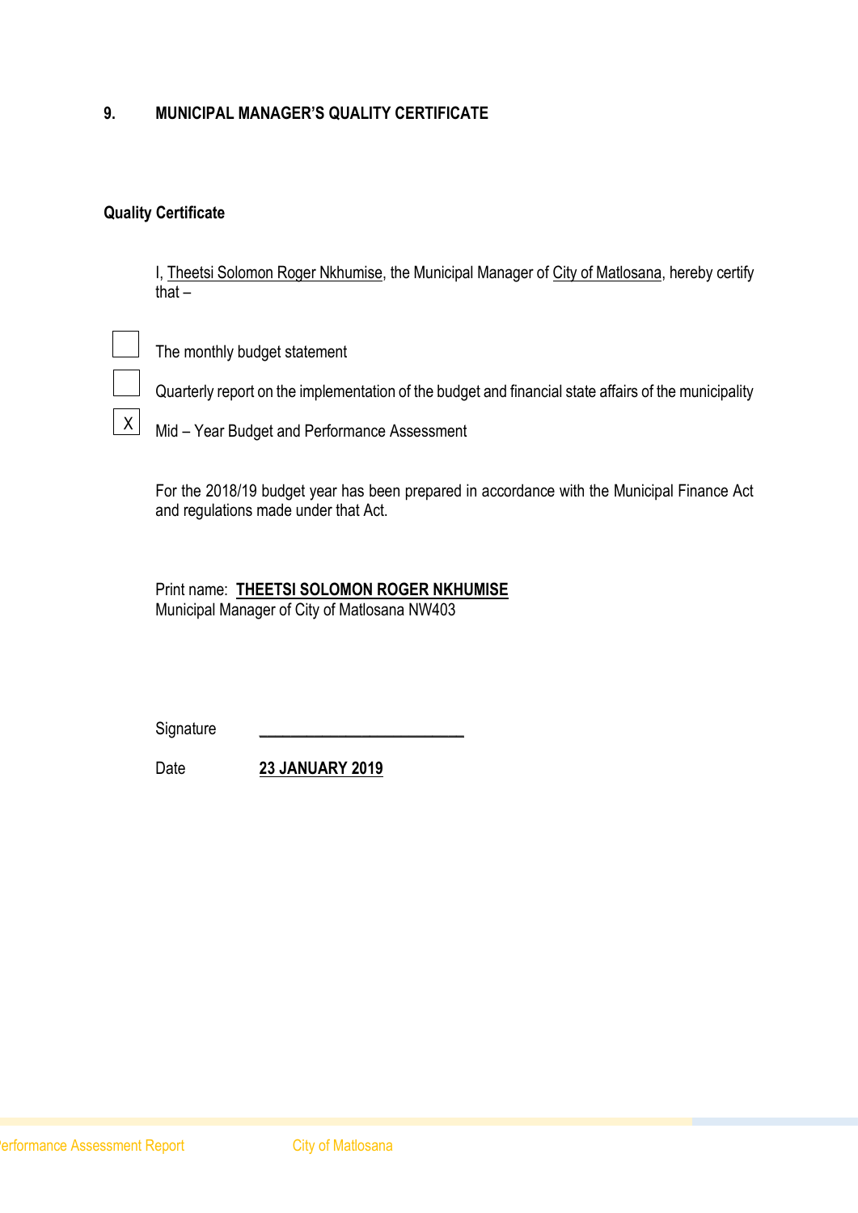## 9. MUNICIPAL MANAGER'S QUALITY CERTIFICATE

### Quality Certificate

I, Theetsi Solomon Roger Nkhumise, the Municipal Manager of City of Matlosana, hereby certify that –

- [ ] The monthly budget statement
- [ ] Quarterly report on the implementation of the budget and financial state affairs of the municipality
- [X] Mid – Year Budget and Performance Assessment

For the 2018/19 budget year has been prepared in accordance with the Municipal Finance Act and regulations made under that Act.

Print name: **THEETSI SOLOMON ROGER NKHUMISE**
Municipal Manager of City of Matlosana NW403

Signature ____________________________

Date **23 JANUARY 2019**